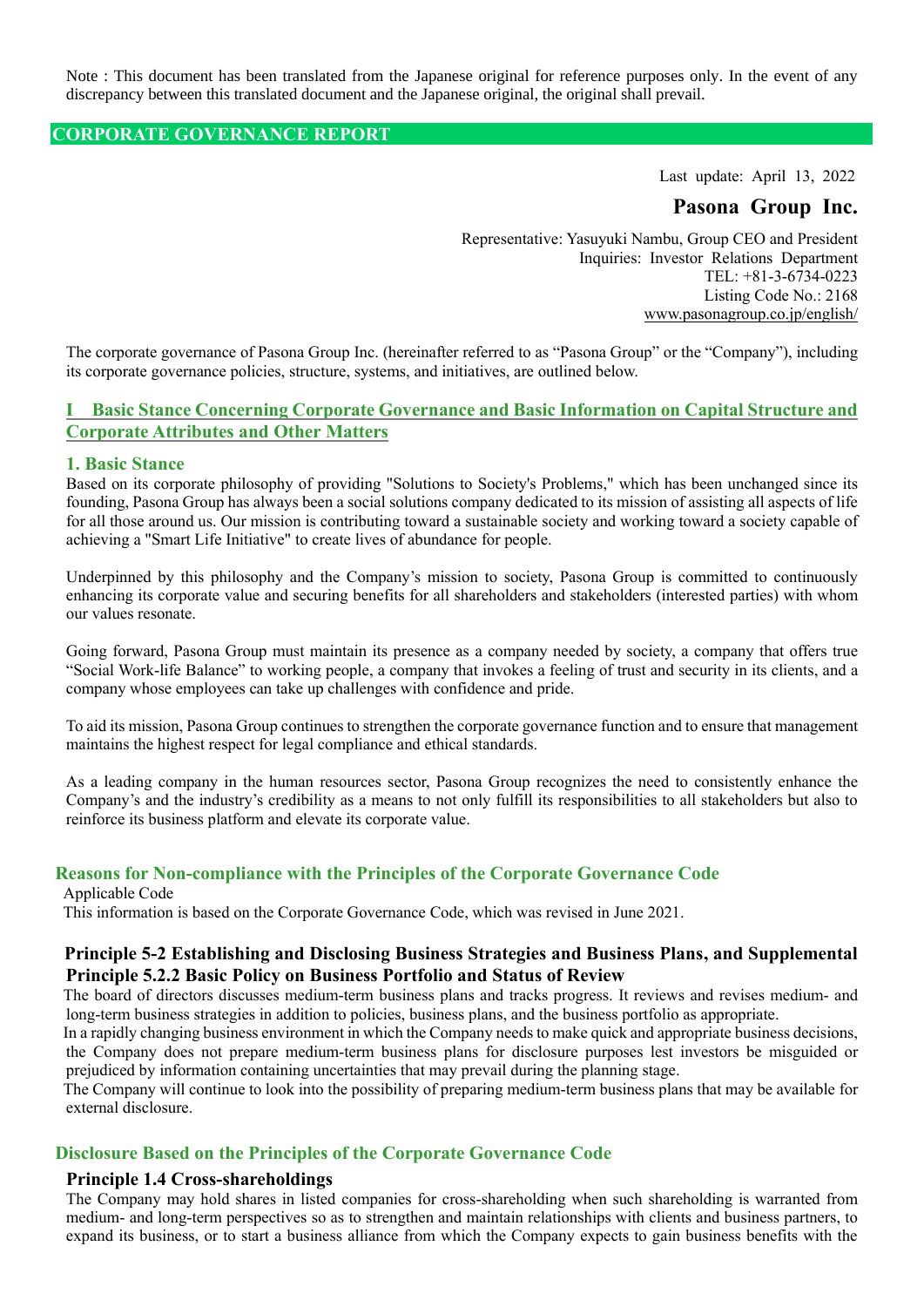Note : This document has been translated from the Japanese original for reference purposes only. In the event of any discrepancy between this translated document and the Japanese original, the original shall prevail.

# CORPORATE GOVERNANCE REPORT

Last update: April 13, 2022

**Pasona Group Inc.**

Representative: Yasuyuki Nambu, Group CEO and President
Inquiries: Investor Relations Department
TEL: +81-3-6734-0223
Listing Code No.: 2168
www.pasonagroup.co.jp/english/

The corporate governance of Pasona Group Inc. (hereinafter referred to as "Pasona Group" or the "Company"), including its corporate governance policies, structure, systems, and initiatives, are outlined below.

## I Basic Stance Concerning Corporate Governance and Basic Information on Capital Structure and Corporate Attributes and Other Matters

### 1. Basic Stance

Based on its corporate philosophy of providing "Solutions to Society's Problems," which has been unchanged since its founding, Pasona Group has always been a social solutions company dedicated to its mission of assisting all aspects of life for all those around us. Our mission is contributing toward a sustainable society and working toward a society capable of achieving a "Smart Life Initiative" to create lives of abundance for people.

Underpinned by this philosophy and the Company's mission to society, Pasona Group is committed to continuously enhancing its corporate value and securing benefits for all shareholders and stakeholders (interested parties) with whom our values resonate.

Going forward, Pasona Group must maintain its presence as a company needed by society, a company that offers true "Social Work-life Balance" to working people, a company that invokes a feeling of trust and security in its clients, and a company whose employees can take up challenges with confidence and pride.

To aid its mission, Pasona Group continues to strengthen the corporate governance function and to ensure that management maintains the highest respect for legal compliance and ethical standards.

As a leading company in the human resources sector, Pasona Group recognizes the need to consistently enhance the Company's and the industry's credibility as a means to not only fulfill its responsibilities to all stakeholders but also to reinforce its business platform and elevate its corporate value.

### Reasons for Non-compliance with the Principles of the Corporate Governance Code

Applicable Code
This information is based on the Corporate Governance Code, which was revised in June 2021.

#### Principle 5-2 Establishing and Disclosing Business Strategies and Business Plans, and Supplemental Principle 5.2.2 Basic Policy on Business Portfolio and Status of Review

The board of directors discusses medium-term business plans and tracks progress. It reviews and revises medium- and long-term business strategies in addition to policies, business plans, and the business portfolio as appropriate.
In a rapidly changing business environment in which the Company needs to make quick and appropriate business decisions, the Company does not prepare medium-term business plans for disclosure purposes lest investors be misguided or prejudiced by information containing uncertainties that may prevail during the planning stage.
The Company will continue to look into the possibility of preparing medium-term business plans that may be available for external disclosure.

### Disclosure Based on the Principles of the Corporate Governance Code

#### Principle 1.4 Cross-shareholdings

The Company may hold shares in listed companies for cross-shareholding when such shareholding is warranted from medium- and long-term perspectives so as to strengthen and maintain relationships with clients and business partners, to expand its business, or to start a business alliance from which the Company expects to gain business benefits with the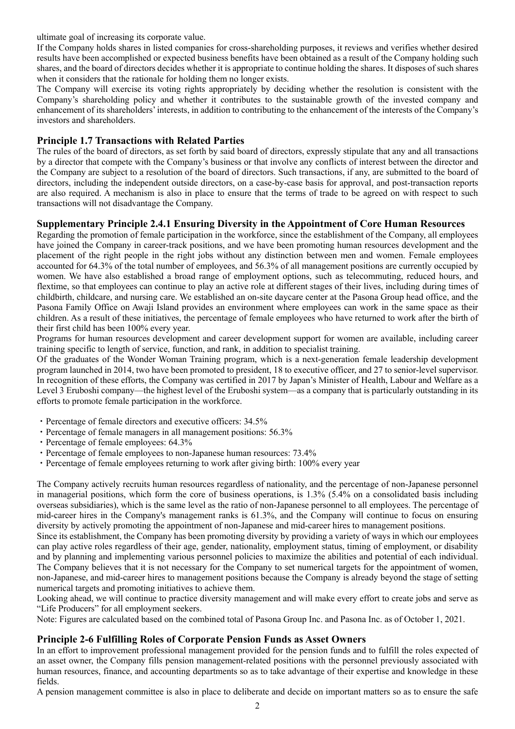ultimate goal of increasing its corporate value.

If the Company holds shares in listed companies for cross-shareholding purposes, it reviews and verifies whether desired results have been accomplished or expected business benefits have been obtained as a result of the Company holding such shares, and the board of directors decides whether it is appropriate to continue holding the shares. It disposes of such shares when it considers that the rationale for holding them no longer exists.

The Company will exercise its voting rights appropriately by deciding whether the resolution is consistent with the Company's shareholding policy and whether it contributes to the sustainable growth of the invested company and enhancement of its shareholders' interests, in addition to contributing to the enhancement of the interests of the Company's investors and shareholders.

### Principle 1.7 Transactions with Related Parties

The rules of the board of directors, as set forth by said board of directors, expressly stipulate that any and all transactions by a director that compete with the Company's business or that involve any conflicts of interest between the director and the Company are subject to a resolution of the board of directors. Such transactions, if any, are submitted to the board of directors, including the independent outside directors, on a case-by-case basis for approval, and post-transaction reports are also required. A mechanism is also in place to ensure that the terms of trade to be agreed on with respect to such transactions will not disadvantage the Company.

### Supplementary Principle 2.4.1 Ensuring Diversity in the Appointment of Core Human Resources

Regarding the promotion of female participation in the workforce, since the establishment of the Company, all employees have joined the Company in career-track positions, and we have been promoting human resources development and the placement of the right people in the right jobs without any distinction between men and women. Female employees accounted for 64.3% of the total number of employees, and 56.3% of all management positions are currently occupied by women. We have also established a broad range of employment options, such as telecommuting, reduced hours, and flextime, so that employees can continue to play an active role at different stages of their lives, including during times of childbirth, childcare, and nursing care. We established an on-site daycare center at the Pasona Group head office, and the Pasona Family Office on Awaji Island provides an environment where employees can work in the same space as their children. As a result of these initiatives, the percentage of female employees who have returned to work after the birth of their first child has been 100% every year.

Programs for human resources development and career development support for women are available, including career training specific to length of service, function, and rank, in addition to specialist training.

Of the graduates of the Wonder Woman Training program, which is a next-generation female leadership development program launched in 2014, two have been promoted to president, 18 to executive officer, and 27 to senior-level supervisor. In recognition of these efforts, the Company was certified in 2017 by Japan's Minister of Health, Labour and Welfare as a Level 3 Eruboshi company—the highest level of the Eruboshi system—as a company that is particularly outstanding in its efforts to promote female participation in the workforce.

- Percentage of female directors and executive officers: 34.5%
- Percentage of female managers in all management positions: 56.3%
- Percentage of female employees: 64.3%
- Percentage of female employees to non-Japanese human resources: 73.4%
- Percentage of female employees returning to work after giving birth: 100% every year

The Company actively recruits human resources regardless of nationality, and the percentage of non-Japanese personnel in managerial positions, which form the core of business operations, is 1.3% (5.4% on a consolidated basis including overseas subsidiaries), which is the same level as the ratio of non-Japanese personnel to all employees. The percentage of mid-career hires in the Company's management ranks is 61.3%, and the Company will continue to focus on ensuring diversity by actively promoting the appointment of non-Japanese and mid-career hires to management positions.

Since its establishment, the Company has been promoting diversity by providing a variety of ways in which our employees can play active roles regardless of their age, gender, nationality, employment status, timing of employment, or disability and by planning and implementing various personnel policies to maximize the abilities and potential of each individual. The Company believes that it is not necessary for the Company to set numerical targets for the appointment of women, non-Japanese, and mid-career hires to management positions because the Company is already beyond the stage of setting numerical targets and promoting initiatives to achieve them.

Looking ahead, we will continue to practice diversity management and will make every effort to create jobs and serve as "Life Producers" for all employment seekers.

Note: Figures are calculated based on the combined total of Pasona Group Inc. and Pasona Inc. as of October 1, 2021.

### Principle 2-6 Fulfilling Roles of Corporate Pension Funds as Asset Owners

In an effort to improvement professional management provided for the pension funds and to fulfill the roles expected of an asset owner, the Company fills pension management-related positions with the personnel previously associated with human resources, finance, and accounting departments so as to take advantage of their expertise and knowledge in these fields.

A pension management committee is also in place to deliberate and decide on important matters so as to ensure the safe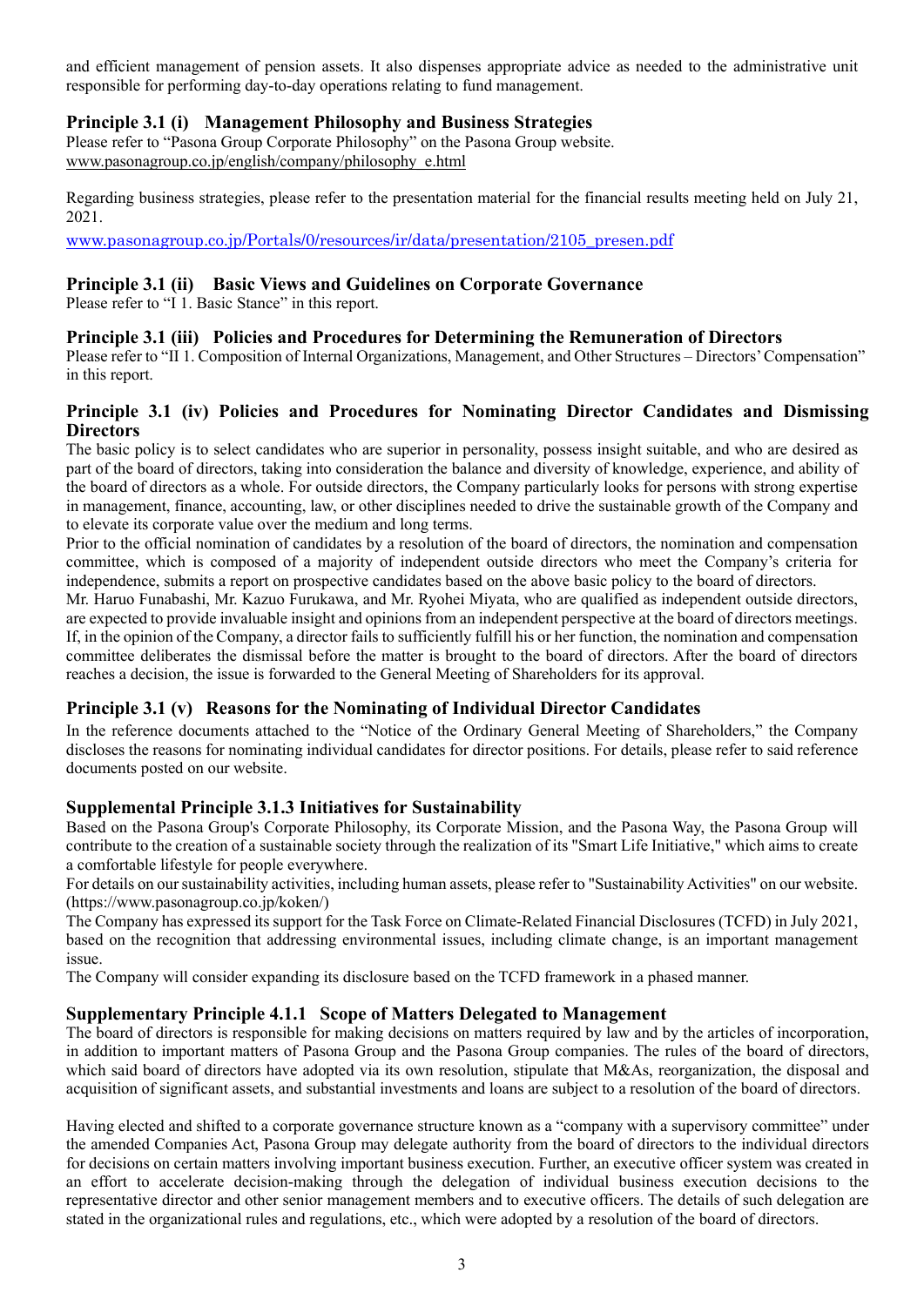and efficient management of pension assets. It also dispenses appropriate advice as needed to the administrative unit responsible for performing day-to-day operations relating to fund management.

### Principle 3.1 (i) Management Philosophy and Business Strategies

Please refer to "Pasona Group Corporate Philosophy" on the Pasona Group website.
www.pasonagroup.co.jp/english/company/philosophy_e.html

Regarding business strategies, please refer to the presentation material for the financial results meeting held on July 21, 2021.

www.pasonagroup.co.jp/Portals/0/resources/ir/data/presentation/2105_presen.pdf

### Principle 3.1 (ii) Basic Views and Guidelines on Corporate Governance

Please refer to "I 1. Basic Stance" in this report.

### Principle 3.1 (iii) Policies and Procedures for Determining the Remuneration of Directors

Please refer to "II 1. Composition of Internal Organizations, Management, and Other Structures – Directors' Compensation" in this report.

### Principle 3.1 (iv) Policies and Procedures for Nominating Director Candidates and Dismissing Directors

The basic policy is to select candidates who are superior in personality, possess insight suitable, and who are desired as part of the board of directors, taking into consideration the balance and diversity of knowledge, experience, and ability of the board of directors as a whole. For outside directors, the Company particularly looks for persons with strong expertise in management, finance, accounting, law, or other disciplines needed to drive the sustainable growth of the Company and to elevate its corporate value over the medium and long terms.

Prior to the official nomination of candidates by a resolution of the board of directors, the nomination and compensation committee, which is composed of a majority of independent outside directors who meet the Company's criteria for independence, submits a report on prospective candidates based on the above basic policy to the board of directors.

Mr. Haruo Funabashi, Mr. Kazuo Furukawa, and Mr. Ryohei Miyata, who are qualified as independent outside directors, are expected to provide invaluable insight and opinions from an independent perspective at the board of directors meetings. If, in the opinion of the Company, a director fails to sufficiently fulfill his or her function, the nomination and compensation committee deliberates the dismissal before the matter is brought to the board of directors. After the board of directors reaches a decision, the issue is forwarded to the General Meeting of Shareholders for its approval.

### Principle 3.1 (v) Reasons for the Nominating of Individual Director Candidates

In the reference documents attached to the "Notice of the Ordinary General Meeting of Shareholders," the Company discloses the reasons for nominating individual candidates for director positions. For details, please refer to said reference documents posted on our website.

### Supplemental Principle 3.1.3 Initiatives for Sustainability

Based on the Pasona Group's Corporate Philosophy, its Corporate Mission, and the Pasona Way, the Pasona Group will contribute to the creation of a sustainable society through the realization of its "Smart Life Initiative," which aims to create a comfortable lifestyle for people everywhere.

For details on our sustainability activities, including human assets, please refer to "Sustainability Activities" on our website. (https://www.pasonagroup.co.jp/koken/)

The Company has expressed its support for the Task Force on Climate-Related Financial Disclosures (TCFD) in July 2021, based on the recognition that addressing environmental issues, including climate change, is an important management issue.

The Company will consider expanding its disclosure based on the TCFD framework in a phased manner.

### Supplementary Principle 4.1.1 Scope of Matters Delegated to Management

The board of directors is responsible for making decisions on matters required by law and by the articles of incorporation, in addition to important matters of Pasona Group and the Pasona Group companies. The rules of the board of directors, which said board of directors have adopted via its own resolution, stipulate that M&As, reorganization, the disposal and acquisition of significant assets, and substantial investments and loans are subject to a resolution of the board of directors.

Having elected and shifted to a corporate governance structure known as a "company with a supervisory committee" under the amended Companies Act, Pasona Group may delegate authority from the board of directors to the individual directors for decisions on certain matters involving important business execution. Further, an executive officer system was created in an effort to accelerate decision-making through the delegation of individual business execution decisions to the representative director and other senior management members and to executive officers. The details of such delegation are stated in the organizational rules and regulations, etc., which were adopted by a resolution of the board of directors.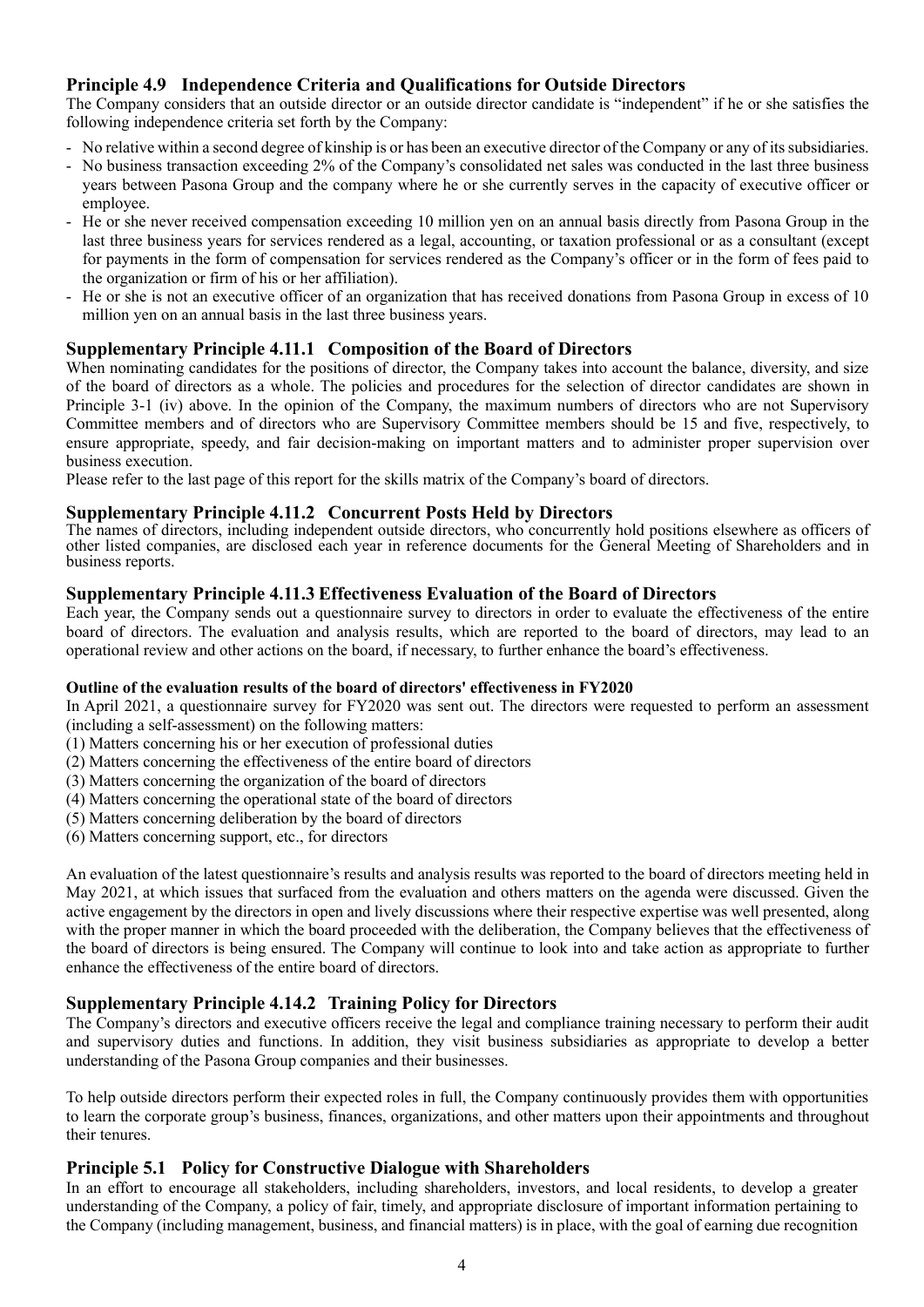## Principle 4.9 Independence Criteria and Qualifications for Outside Directors

The Company considers that an outside director or an outside director candidate is "independent" if he or she satisfies the following independence criteria set forth by the Company:

- No relative within a second degree of kinship is or has been an executive director of the Company or any of its subsidiaries.
- No business transaction exceeding 2% of the Company's consolidated net sales was conducted in the last three business years between Pasona Group and the company where he or she currently serves in the capacity of executive officer or employee.
- He or she never received compensation exceeding 10 million yen on an annual basis directly from Pasona Group in the last three business years for services rendered as a legal, accounting, or taxation professional or as a consultant (except for payments in the form of compensation for services rendered as the Company's officer or in the form of fees paid to the organization or firm of his or her affiliation).
- He or she is not an executive officer of an organization that has received donations from Pasona Group in excess of 10 million yen on an annual basis in the last three business years.

## Supplementary Principle 4.11.1 Composition of the Board of Directors

When nominating candidates for the positions of director, the Company takes into account the balance, diversity, and size of the board of directors as a whole. The policies and procedures for the selection of director candidates are shown in Principle 3-1 (iv) above. In the opinion of the Company, the maximum numbers of directors who are not Supervisory Committee members and of directors who are Supervisory Committee members should be 15 and five, respectively, to ensure appropriate, speedy, and fair decision-making on important matters and to administer proper supervision over business execution.

Please refer to the last page of this report for the skills matrix of the Company's board of directors.

## Supplementary Principle 4.11.2 Concurrent Posts Held by Directors

The names of directors, including independent outside directors, who concurrently hold positions elsewhere as officers of other listed companies, are disclosed each year in reference documents for the General Meeting of Shareholders and in business reports.

## Supplementary Principle 4.11.3 Effectiveness Evaluation of the Board of Directors

Each year, the Company sends out a questionnaire survey to directors in order to evaluate the effectiveness of the entire board of directors. The evaluation and analysis results, which are reported to the board of directors, may lead to an operational review and other actions on the board, if necessary, to further enhance the board's effectiveness.

**Outline of the evaluation results of the board of directors' effectiveness in FY2020**

In April 2021, a questionnaire survey for FY2020 was sent out. The directors were requested to perform an assessment (including a self-assessment) on the following matters:

(1) Matters concerning his or her execution of professional duties
(2) Matters concerning the effectiveness of the entire board of directors
(3) Matters concerning the organization of the board of directors
(4) Matters concerning the operational state of the board of directors
(5) Matters concerning deliberation by the board of directors
(6) Matters concerning support, etc., for directors

An evaluation of the latest questionnaire's results and analysis results was reported to the board of directors meeting held in May 2021, at which issues that surfaced from the evaluation and others matters on the agenda were discussed. Given the active engagement by the directors in open and lively discussions where their respective expertise was well presented, along with the proper manner in which the board proceeded with the deliberation, the Company believes that the effectiveness of the board of directors is being ensured. The Company will continue to look into and take action as appropriate to further enhance the effectiveness of the entire board of directors.

## Supplementary Principle 4.14.2 Training Policy for Directors

The Company's directors and executive officers receive the legal and compliance training necessary to perform their audit and supervisory duties and functions. In addition, they visit business subsidiaries as appropriate to develop a better understanding of the Pasona Group companies and their businesses.

To help outside directors perform their expected roles in full, the Company continuously provides them with opportunities to learn the corporate group's business, finances, organizations, and other matters upon their appointments and throughout their tenures.

## Principle 5.1 Policy for Constructive Dialogue with Shareholders

In an effort to encourage all stakeholders, including shareholders, investors, and local residents, to develop a greater understanding of the Company, a policy of fair, timely, and appropriate disclosure of important information pertaining to the Company (including management, business, and financial matters) is in place, with the goal of earning due recognition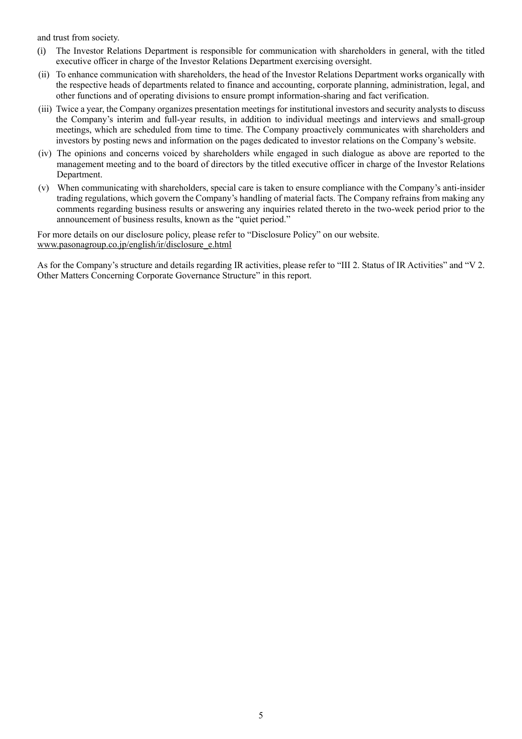and trust from society.

(i) The Investor Relations Department is responsible for communication with shareholders in general, with the titled executive officer in charge of the Investor Relations Department exercising oversight.

(ii) To enhance communication with shareholders, the head of the Investor Relations Department works organically with the respective heads of departments related to finance and accounting, corporate planning, administration, legal, and other functions and of operating divisions to ensure prompt information-sharing and fact verification.

(iii) Twice a year, the Company organizes presentation meetings for institutional investors and security analysts to discuss the Company's interim and full-year results, in addition to individual meetings and interviews and small-group meetings, which are scheduled from time to time. The Company proactively communicates with shareholders and investors by posting news and information on the pages dedicated to investor relations on the Company's website.

(iv) The opinions and concerns voiced by shareholders while engaged in such dialogue as above are reported to the management meeting and to the board of directors by the titled executive officer in charge of the Investor Relations Department.

(v) When communicating with shareholders, special care is taken to ensure compliance with the Company's anti-insider trading regulations, which govern the Company's handling of material facts. The Company refrains from making any comments regarding business results or answering any inquiries related thereto in the two-week period prior to the announcement of business results, known as the "quiet period."

For more details on our disclosure policy, please refer to "Disclosure Policy" on our website.
www.pasonagroup.co.jp/english/ir/disclosure_e.html

As for the Company's structure and details regarding IR activities, please refer to "III 2. Status of IR Activities" and "V 2. Other Matters Concerning Corporate Governance Structure" in this report.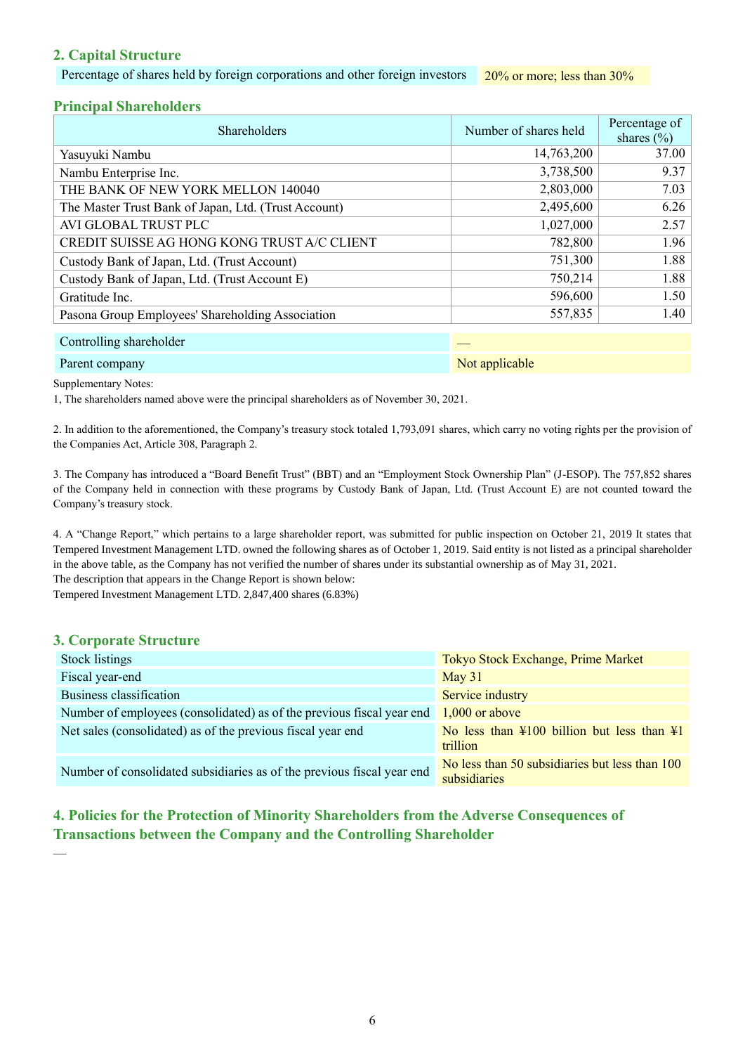## 2. Capital Structure

| Percentage of shares held by foreign corporations and other foreign investors | 20% or more; less than 30% |
|---|---|

### Principal Shareholders

| Shareholders | Number of shares held | Percentage of shares (%) |
|---|---|---|
| Yasuyuki Nambu | 14,763,200 | 37.00 |
| Nambu Enterprise Inc. | 3,738,500 | 9.37 |
| THE BANK OF NEW YORK MELLON 140040 | 2,803,000 | 7.03 |
| The Master Trust Bank of Japan, Ltd. (Trust Account) | 2,495,600 | 6.26 |
| AVI GLOBAL TRUST PLC | 1,027,000 | 2.57 |
| CREDIT SUISSE AG HONG KONG TRUST A/C CLIENT | 782,800 | 1.96 |
| Custody Bank of Japan, Ltd. (Trust Account) | 751,300 | 1.88 |
| Custody Bank of Japan, Ltd. (Trust Account E) | 750,214 | 1.88 |
| Gratitude Inc. | 596,600 | 1.50 |
| Pasona Group Employees' Shareholding Association | 557,835 | 1.40 |

| Controlling shareholder | — |
|---|---|
| Parent company | Not applicable |

Supplementary Notes:

1, The shareholders named above were the principal shareholders as of November 30, 2021.

2. In addition to the aforementioned, the Company's treasury stock totaled 1,793,091 shares, which carry no voting rights per the provision of the Companies Act, Article 308, Paragraph 2.

3. The Company has introduced a "Board Benefit Trust" (BBT) and an "Employment Stock Ownership Plan" (J-ESOP). The 757,852 shares of the Company held in connection with these programs by Custody Bank of Japan, Ltd. (Trust Account E) are not counted toward the Company's treasury stock.

4. A "Change Report," which pertains to a large shareholder report, was submitted for public inspection on October 21, 2019 It states that Tempered Investment Management LTD. owned the following shares as of October 1, 2019. Said entity is not listed as a principal shareholder in the above table, as the Company has not verified the number of shares under its substantial ownership as of May 31, 2021.
The description that appears in the Change Report is shown below:
Tempered Investment Management LTD. 2,847,400 shares (6.83%)

## 3. Corporate Structure

| Stock listings | Tokyo Stock Exchange, Prime Market |
|---|---|
| Fiscal year-end | May 31 |
| Business classification | Service industry |
| Number of employees (consolidated) as of the previous fiscal year end | 1,000 or above |
| Net sales (consolidated) as of the previous fiscal year end | No less than ¥100 billion but less than ¥1 trillion |
| Number of consolidated subsidiaries as of the previous fiscal year end | No less than 50 subsidiaries but less than 100 subsidiaries |

## 4. Policies for the Protection of Minority Shareholders from the Adverse Consequences of Transactions between the Company and the Controlling Shareholder

—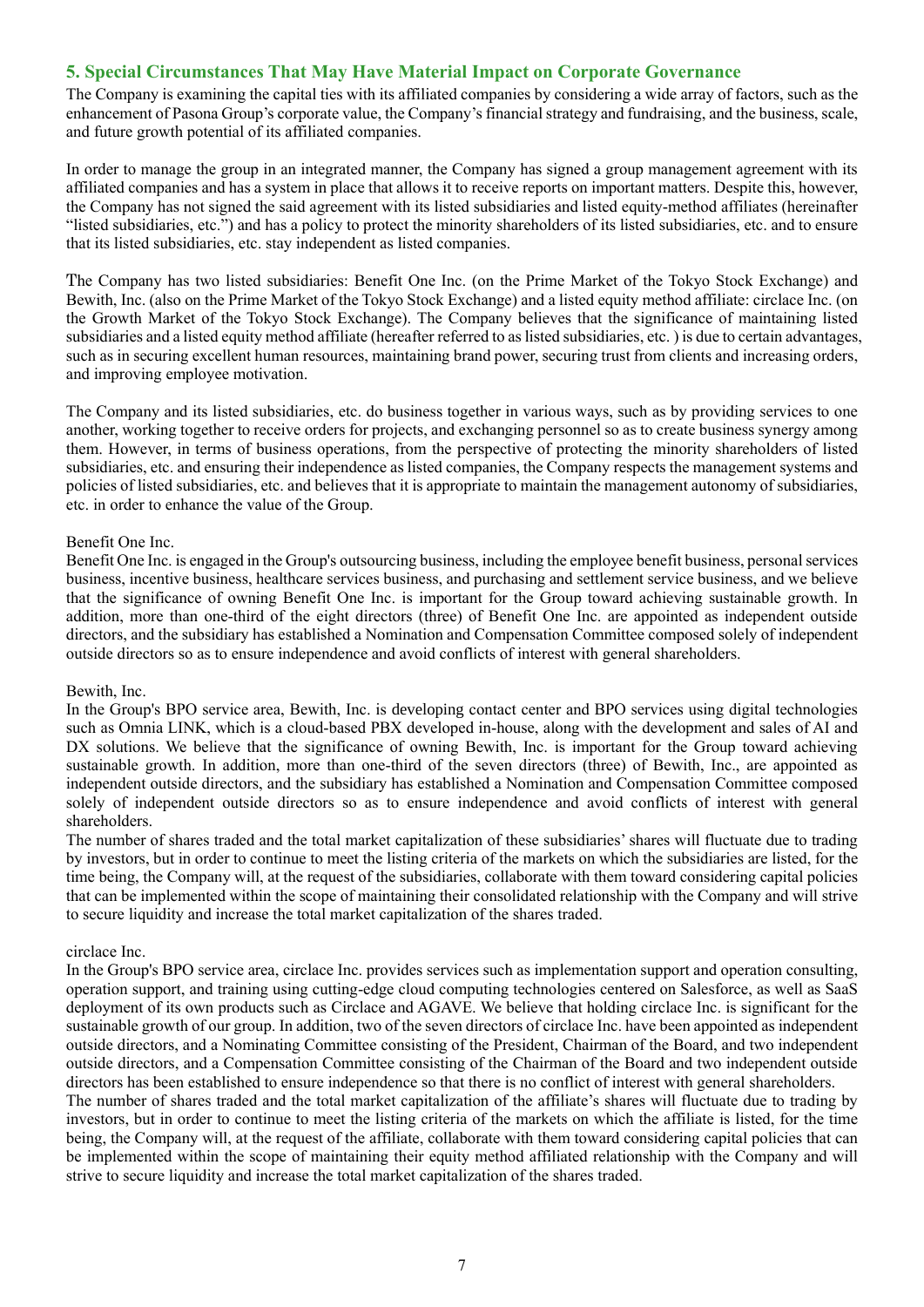## 5. Special Circumstances That May Have Material Impact on Corporate Governance

The Company is examining the capital ties with its affiliated companies by considering a wide array of factors, such as the enhancement of Pasona Group's corporate value, the Company's financial strategy and fundraising, and the business, scale, and future growth potential of its affiliated companies.

In order to manage the group in an integrated manner, the Company has signed a group management agreement with its affiliated companies and has a system in place that allows it to receive reports on important matters. Despite this, however, the Company has not signed the said agreement with its listed subsidiaries and listed equity-method affiliates (hereinafter "listed subsidiaries, etc.") and has a policy to protect the minority shareholders of its listed subsidiaries, etc. and to ensure that its listed subsidiaries, etc. stay independent as listed companies.

The Company has two listed subsidiaries: Benefit One Inc. (on the Prime Market of the Tokyo Stock Exchange) and Bewith, Inc. (also on the Prime Market of the Tokyo Stock Exchange) and a listed equity method affiliate: circlace Inc. (on the Growth Market of the Tokyo Stock Exchange). The Company believes that the significance of maintaining listed subsidiaries and a listed equity method affiliate (hereafter referred to as listed subsidiaries, etc. ) is due to certain advantages, such as in securing excellent human resources, maintaining brand power, securing trust from clients and increasing orders, and improving employee motivation.

The Company and its listed subsidiaries, etc. do business together in various ways, such as by providing services to one another, working together to receive orders for projects, and exchanging personnel so as to create business synergy among them. However, in terms of business operations, from the perspective of protecting the minority shareholders of listed subsidiaries, etc. and ensuring their independence as listed companies, the Company respects the management systems and policies of listed subsidiaries, etc. and believes that it is appropriate to maintain the management autonomy of subsidiaries, etc. in order to enhance the value of the Group.

Benefit One Inc.

Benefit One Inc. is engaged in the Group's outsourcing business, including the employee benefit business, personal services business, incentive business, healthcare services business, and purchasing and settlement service business, and we believe that the significance of owning Benefit One Inc. is important for the Group toward achieving sustainable growth. In addition, more than one-third of the eight directors (three) of Benefit One Inc. are appointed as independent outside directors, and the subsidiary has established a Nomination and Compensation Committee composed solely of independent outside directors so as to ensure independence and avoid conflicts of interest with general shareholders.

Bewith, Inc.

In the Group's BPO service area, Bewith, Inc. is developing contact center and BPO services using digital technologies such as Omnia LINK, which is a cloud-based PBX developed in-house, along with the development and sales of AI and DX solutions. We believe that the significance of owning Bewith, Inc. is important for the Group toward achieving sustainable growth. In addition, more than one-third of the seven directors (three) of Bewith, Inc., are appointed as independent outside directors, and the subsidiary has established a Nomination and Compensation Committee composed solely of independent outside directors so as to ensure independence and avoid conflicts of interest with general shareholders.

The number of shares traded and the total market capitalization of these subsidiaries' shares will fluctuate due to trading by investors, but in order to continue to meet the listing criteria of the markets on which the subsidiaries are listed, for the time being, the Company will, at the request of the subsidiaries, collaborate with them toward considering capital policies that can be implemented within the scope of maintaining their consolidated relationship with the Company and will strive to secure liquidity and increase the total market capitalization of the shares traded.

circlace Inc.

In the Group's BPO service area, circlace Inc. provides services such as implementation support and operation consulting, operation support, and training using cutting-edge cloud computing technologies centered on Salesforce, as well as SaaS deployment of its own products such as Circlace and AGAVE. We believe that holding circlace Inc. is significant for the sustainable growth of our group. In addition, two of the seven directors of circlace Inc. have been appointed as independent outside directors, and a Nominating Committee consisting of the President, Chairman of the Board, and two independent outside directors, and a Compensation Committee consisting of the Chairman of the Board and two independent outside directors has been established to ensure independence so that there is no conflict of interest with general shareholders.

The number of shares traded and the total market capitalization of the affiliate's shares will fluctuate due to trading by investors, but in order to continue to meet the listing criteria of the markets on which the affiliate is listed, for the time being, the Company will, at the request of the affiliate, collaborate with them toward considering capital policies that can be implemented within the scope of maintaining their equity method affiliated relationship with the Company and will strive to secure liquidity and increase the total market capitalization of the shares traded.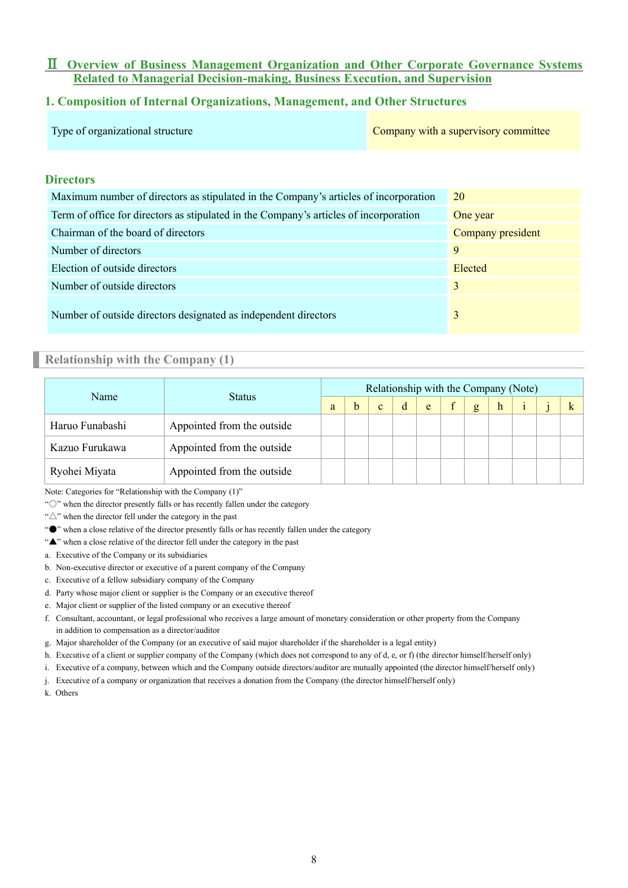# Ⅱ Overview of Business Management Organization and Other Corporate Governance Systems Related to Managerial Decision-making, Business Execution, and Supervision

## 1. Composition of Internal Organizations, Management, and Other Structures

| Type of organizational structure | Company with a supervisory committee |
|---|---|

### Directors

| Maximum number of directors as stipulated in the Company's articles of incorporation | 20 |
|---|---|
| Term of office for directors as stipulated in the Company's articles of incorporation | One year |
| Chairman of the board of directors | Company president |
| Number of directors | 9 |
| Election of outside directors | Elected |
| Number of outside directors | 3 |
| Number of outside directors designated as independent directors | 3 |

### Relationship with the Company (1)

| Name | Status | Relationship with the Company (Note) | | | | | | | | | | |
|---|---|---|---|---|---|---|---|---|---|---|---|---|
| | | a | b | c | d | e | f | g | h | i | j | k |
| Haruo Funabashi | Appointed from the outside | | | | | | | | | | | |
| Kazuo Furukawa | Appointed from the outside | | | | | | | | | | | |
| Ryohei Miyata | Appointed from the outside | | | | | | | | | | | |

Note: Categories for "Relationship with the Company (1)"

"○" when the director presently falls or has recently fallen under the category

"△" when the director fell under the category in the past

"●" when a close relative of the director presently falls or has recently fallen under the category

"▲" when a close relative of the director fell under the category in the past

a. Executive of the Company or its subsidiaries

b. Non-executive director or executive of a parent company of the Company

c. Executive of a fellow subsidiary company of the Company

d. Party whose major client or supplier is the Company or an executive thereof

e. Major client or supplier of the listed company or an executive thereof

f. Consultant, accountant, or legal professional who receives a large amount of monetary consideration or other property from the Company in addition to compensation as a director/auditor

g. Major shareholder of the Company (or an executive of said major shareholder if the shareholder is a legal entity)

h. Executive of a client or supplier company of the Company (which does not correspond to any of d, e, or f) (the director himself/herself only)

i. Executive of a company, between which and the Company outside directors/auditor are mutually appointed (the director himself/herself only)

j. Executive of a company or organization that receives a donation from the Company (the director himself/herself only)

k. Others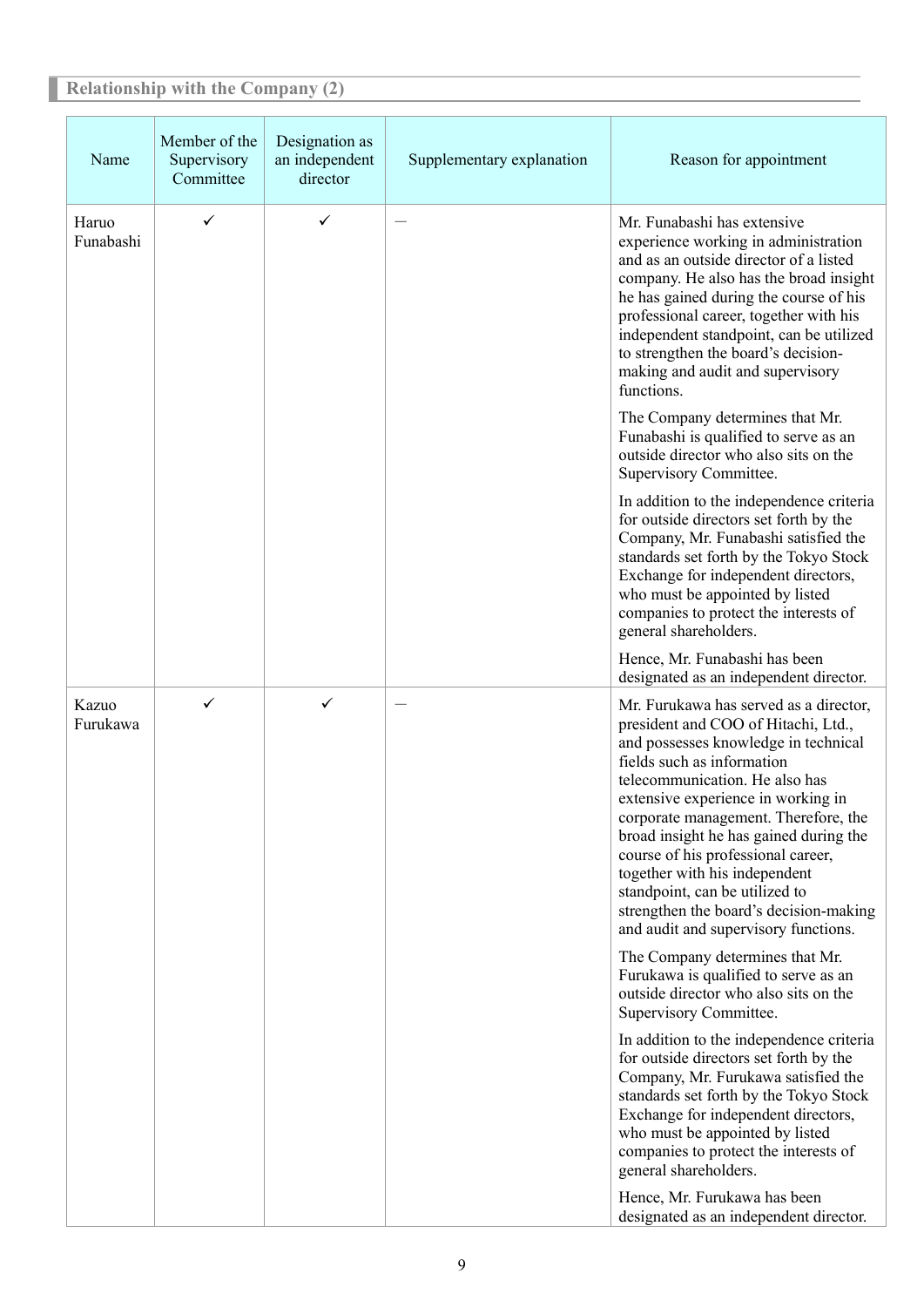## Relationship with the Company (2)

| Name | Member of the Supervisory Committee | Designation as an independent director | Supplementary explanation | Reason for appointment |
|---|---|---|---|---|
| Haruo Funabashi | ✓ | ✓ | — | Mr. Funabashi has extensive experience working in administration and as an outside director of a listed company. He also has the broad insight he has gained during the course of his professional career, together with his independent standpoint, can be utilized to strengthen the board's decision-making and audit and supervisory functions.<br><br>The Company determines that Mr. Funabashi is qualified to serve as an outside director who also sits on the Supervisory Committee.<br><br>In addition to the independence criteria for outside directors set forth by the Company, Mr. Funabashi satisfied the standards set forth by the Tokyo Stock Exchange for independent directors, who must be appointed by listed companies to protect the interests of general shareholders.<br><br>Hence, Mr. Funabashi has been designated as an independent director. |
| Kazuo Furukawa | ✓ | ✓ | — | Mr. Furukawa has served as a director, president and COO of Hitachi, Ltd., and possesses knowledge in technical fields such as information telecommunication. He also has extensive experience in working in corporate management. Therefore, the broad insight he has gained during the course of his professional career, together with his independent standpoint, can be utilized to strengthen the board's decision-making and audit and supervisory functions.<br><br>The Company determines that Mr. Furukawa is qualified to serve as an outside director who also sits on the Supervisory Committee.<br><br>In addition to the independence criteria for outside directors set forth by the Company, Mr. Furukawa satisfied the standards set forth by the Tokyo Stock Exchange for independent directors, who must be appointed by listed companies to protect the interests of general shareholders.<br><br>Hence, Mr. Furukawa has been designated as an independent director. |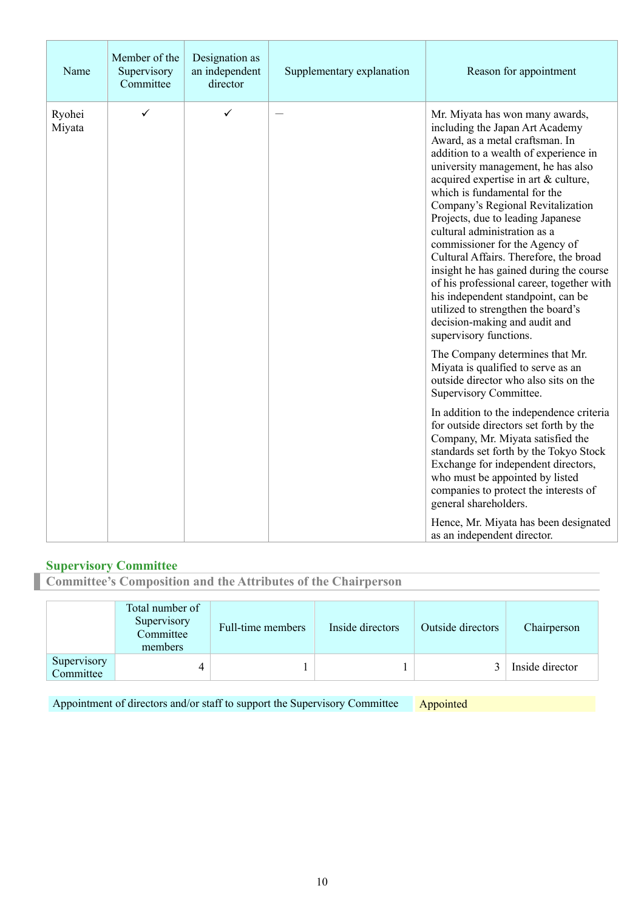| Name | Member of the Supervisory Committee | Designation as an independent director | Supplementary explanation | Reason for appointment |
|---|---|---|---|---|
| Ryohei Miyata | ✓ | ✓ | — | Mr. Miyata has won many awards, including the Japan Art Academy Award, as a metal craftsman. In addition to a wealth of experience in university management, he has also acquired expertise in art & culture, which is fundamental for the Company's Regional Revitalization Projects, due to leading Japanese cultural administration as a commissioner for the Agency of Cultural Affairs. Therefore, the broad insight he has gained during the course of his professional career, together with his independent standpoint, can be utilized to strengthen the board's decision-making and audit and supervisory functions.<br><br>The Company determines that Mr. Miyata is qualified to serve as an outside director who also sits on the Supervisory Committee.<br><br>In addition to the independence criteria for outside directors set forth by the Company, Mr. Miyata satisfied the standards set forth by the Tokyo Stock Exchange for independent directors, who must be appointed by listed companies to protect the interests of general shareholders.<br><br>Hence, Mr. Miyata has been designated as an independent director. |

## Supervisory Committee

### Committee's Composition and the Attributes of the Chairperson

| | Total number of Supervisory Committee members | Full-time members | Inside directors | Outside directors | Chairperson |
|---|---|---|---|---|---|
| Supervisory Committee | 4 | 1 | 1 | 3 | Inside director |

| Appointment of directors and/or staff to support the Supervisory Committee | Appointed |
|---|---|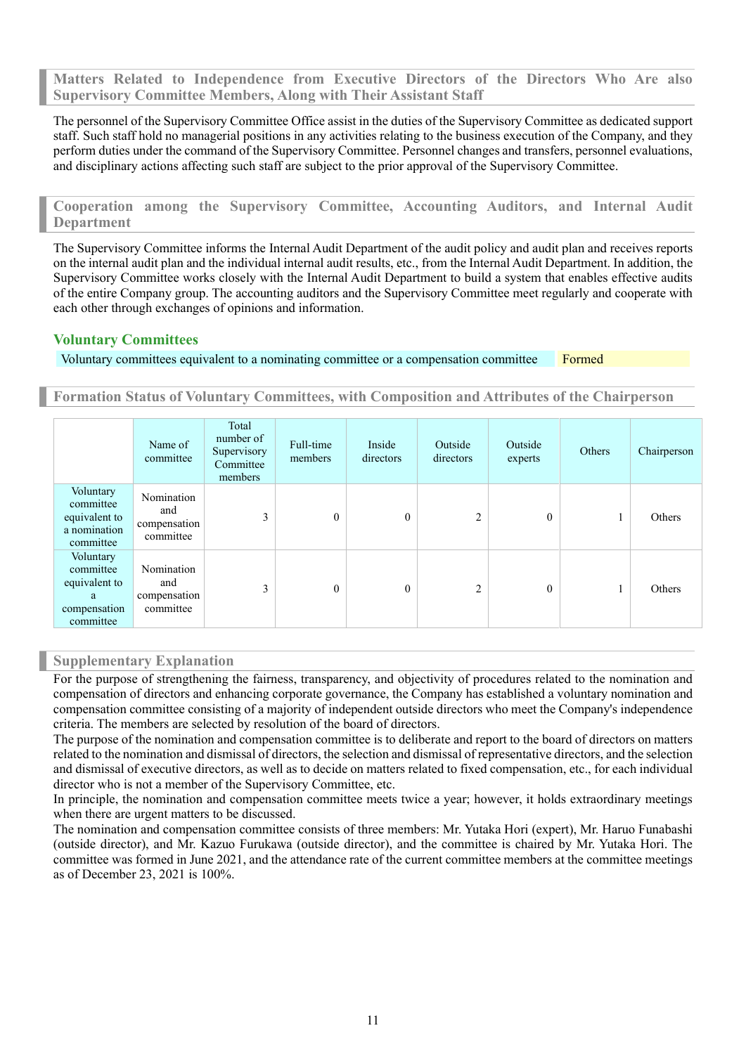## Matters Related to Independence from Executive Directors of the Directors Who Are also Supervisory Committee Members, Along with Their Assistant Staff

The personnel of the Supervisory Committee Office assist in the duties of the Supervisory Committee as dedicated support staff. Such staff hold no managerial positions in any activities relating to the business execution of the Company, and they perform duties under the command of the Supervisory Committee. Personnel changes and transfers, personnel evaluations, and disciplinary actions affecting such staff are subject to the prior approval of the Supervisory Committee.

## Cooperation among the Supervisory Committee, Accounting Auditors, and Internal Audit Department

The Supervisory Committee informs the Internal Audit Department of the audit policy and audit plan and receives reports on the internal audit plan and the individual internal audit results, etc., from the Internal Audit Department. In addition, the Supervisory Committee works closely with the Internal Audit Department to build a system that enables effective audits of the entire Company group. The accounting auditors and the Supervisory Committee meet regularly and cooperate with each other through exchanges of opinions and information.

### Voluntary Committees

| Voluntary committees equivalent to a nominating committee or a compensation committee | Formed |
|---|---|

## Formation Status of Voluntary Committees, with Composition and Attributes of the Chairperson

| | Name of committee | Total number of Supervisory Committee members | Full-time members | Inside directors | Outside directors | Outside experts | Others | Chairperson |
|---|---|---|---|---|---|---|---|---|
| Voluntary committee equivalent to a nomination committee | Nomination and compensation committee | 3 | 0 | 0 | 2 | 0 | 1 | Others |
| Voluntary committee equivalent to a compensation committee | Nomination and compensation committee | 3 | 0 | 0 | 2 | 0 | 1 | Others |

## Supplementary Explanation

For the purpose of strengthening the fairness, transparency, and objectivity of procedures related to the nomination and compensation of directors and enhancing corporate governance, the Company has established a voluntary nomination and compensation committee consisting of a majority of independent outside directors who meet the Company's independence criteria. The members are selected by resolution of the board of directors.

The purpose of the nomination and compensation committee is to deliberate and report to the board of directors on matters related to the nomination and dismissal of directors, the selection and dismissal of representative directors, and the selection and dismissal of executive directors, as well as to decide on matters related to fixed compensation, etc., for each individual director who is not a member of the Supervisory Committee, etc.

In principle, the nomination and compensation committee meets twice a year; however, it holds extraordinary meetings when there are urgent matters to be discussed.

The nomination and compensation committee consists of three members: Mr. Yutaka Hori (expert), Mr. Haruo Funabashi (outside director), and Mr. Kazuo Furukawa (outside director), and the committee is chaired by Mr. Yutaka Hori. The committee was formed in June 2021, and the attendance rate of the current committee members at the committee meetings as of December 23, 2021 is 100%.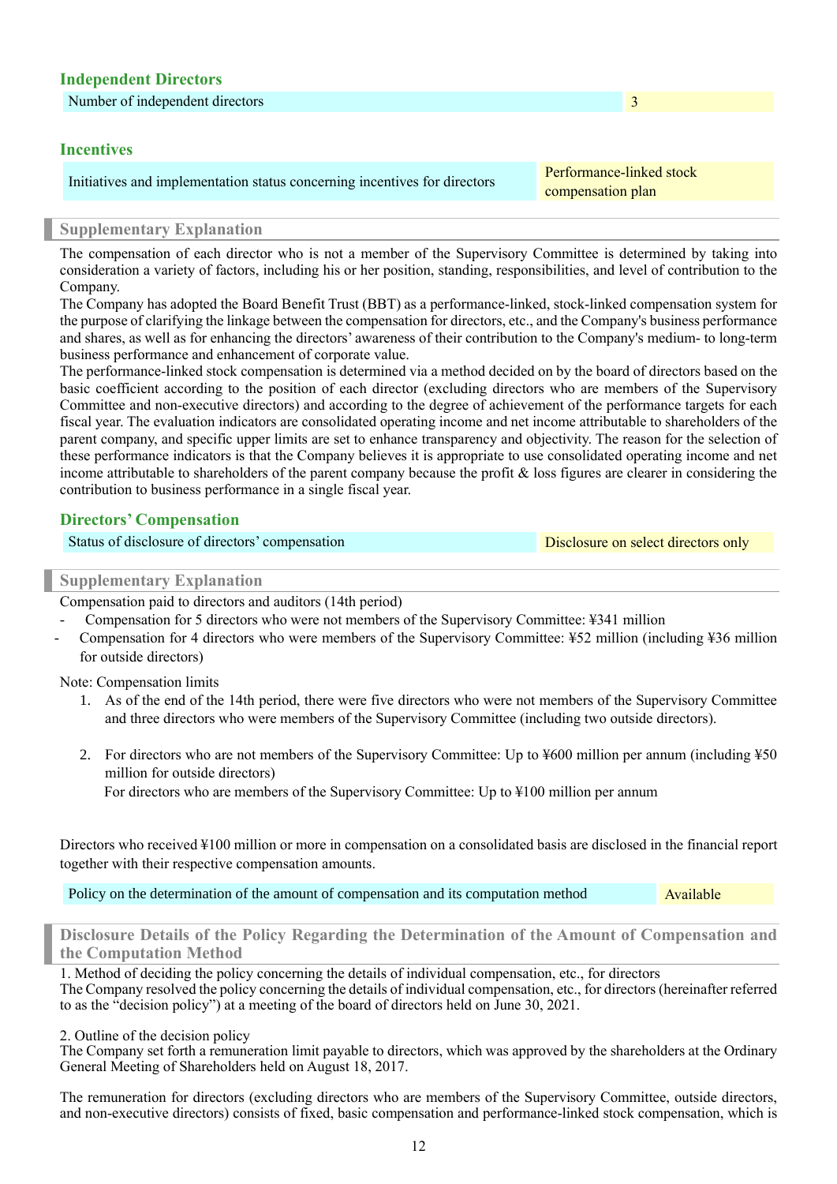## Independent Directors

| Number of independent directors | 3 |
|---|---|

## Incentives

| Initiatives and implementation status concerning incentives for directors | Performance-linked stock compensation plan |
|---|---|

### Supplementary Explanation

The compensation of each director who is not a member of the Supervisory Committee is determined by taking into consideration a variety of factors, including his or her position, standing, responsibilities, and level of contribution to the Company.

The Company has adopted the Board Benefit Trust (BBT) as a performance-linked, stock-linked compensation system for the purpose of clarifying the linkage between the compensation for directors, etc., and the Company's business performance and shares, as well as for enhancing the directors' awareness of their contribution to the Company's medium- to long-term business performance and enhancement of corporate value.

The performance-linked stock compensation is determined via a method decided on by the board of directors based on the basic coefficient according to the position of each director (excluding directors who are members of the Supervisory Committee and non-executive directors) and according to the degree of achievement of the performance targets for each fiscal year. The evaluation indicators are consolidated operating income and net income attributable to shareholders of the parent company, and specific upper limits are set to enhance transparency and objectivity. The reason for the selection of these performance indicators is that the Company believes it is appropriate to use consolidated operating income and net income attributable to shareholders of the parent company because the profit & loss figures are clearer in considering the contribution to business performance in a single fiscal year.

## Directors' Compensation

| Status of disclosure of directors' compensation | Disclosure on select directors only |
|---|---|

### Supplementary Explanation

Compensation paid to directors and auditors (14th period)

- Compensation for 5 directors who were not members of the Supervisory Committee: ¥341 million
- Compensation for 4 directors who were members of the Supervisory Committee: ¥52 million (including ¥36 million for outside directors)

Note: Compensation limits

1. As of the end of the 14th period, there were five directors who were not members of the Supervisory Committee and three directors who were members of the Supervisory Committee (including two outside directors).
2. For directors who are not members of the Supervisory Committee: Up to ¥600 million per annum (including ¥50 million for outside directors)
   For directors who are members of the Supervisory Committee: Up to ¥100 million per annum

Directors who received ¥100 million or more in compensation on a consolidated basis are disclosed in the financial report together with their respective compensation amounts.

| Policy on the determination of the amount of compensation and its computation method | Available |
|---|---|

### Disclosure Details of the Policy Regarding the Determination of the Amount of Compensation and the Computation Method

1. Method of deciding the policy concerning the details of individual compensation, etc., for directors
The Company resolved the policy concerning the details of individual compensation, etc., for directors (hereinafter referred to as the "decision policy") at a meeting of the board of directors held on June 30, 2021.

2. Outline of the decision policy
The Company set forth a remuneration limit payable to directors, which was approved by the shareholders at the Ordinary General Meeting of Shareholders held on August 18, 2017.

The remuneration for directors (excluding directors who are members of the Supervisory Committee, outside directors, and non-executive directors) consists of fixed, basic compensation and performance-linked stock compensation, which is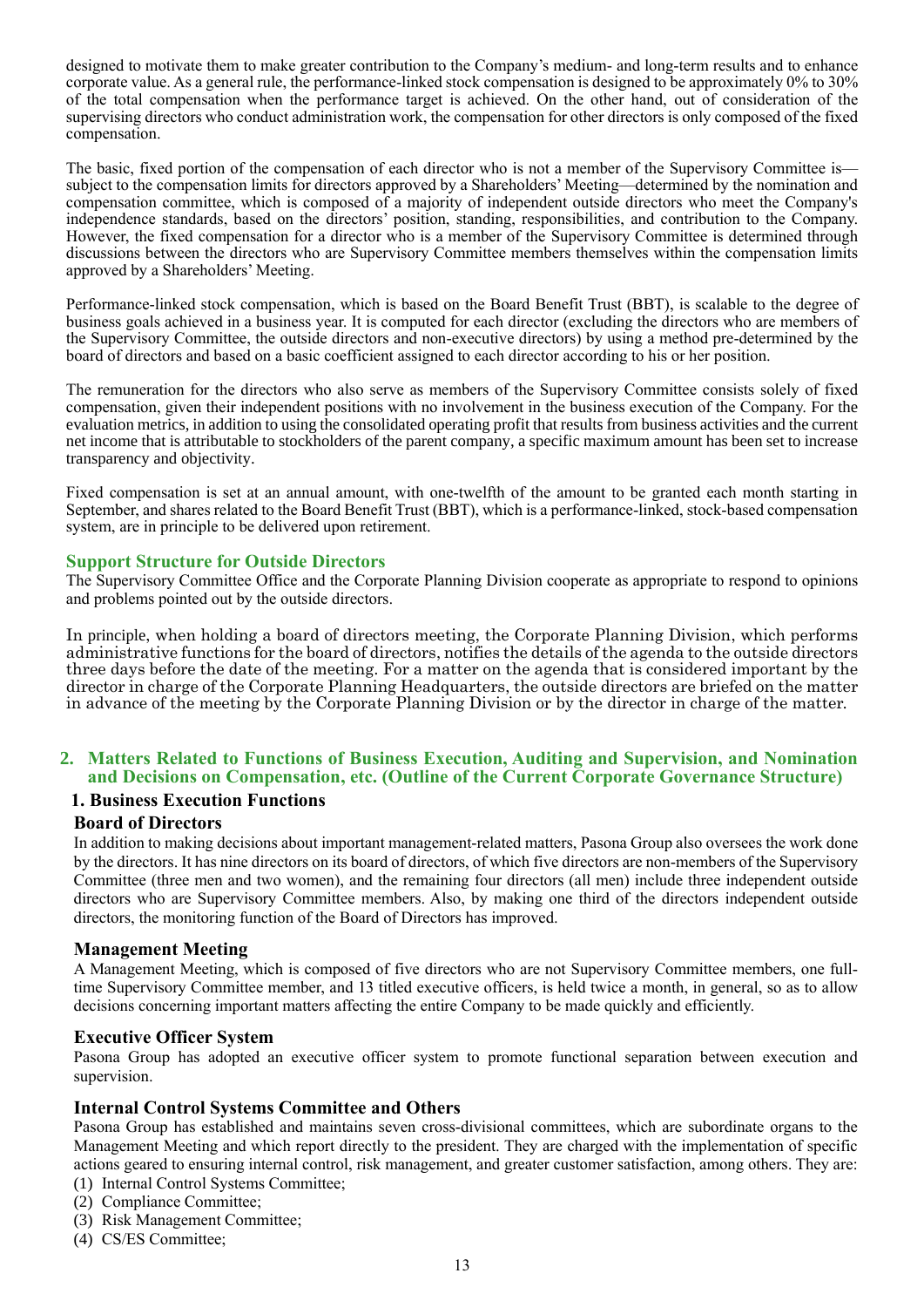designed to motivate them to make greater contribution to the Company's medium- and long-term results and to enhance corporate value. As a general rule, the performance-linked stock compensation is designed to be approximately 0% to 30% of the total compensation when the performance target is achieved. On the other hand, out of consideration of the supervising directors who conduct administration work, the compensation for other directors is only composed of the fixed compensation.

The basic, fixed portion of the compensation of each director who is not a member of the Supervisory Committee is—subject to the compensation limits for directors approved by a Shareholders' Meeting—determined by the nomination and compensation committee, which is composed of a majority of independent outside directors who meet the Company's independence standards, based on the directors' position, standing, responsibilities, and contribution to the Company. However, the fixed compensation for a director who is a member of the Supervisory Committee is determined through discussions between the directors who are Supervisory Committee members themselves within the compensation limits approved by a Shareholders' Meeting.

Performance-linked stock compensation, which is based on the Board Benefit Trust (BBT), is scalable to the degree of business goals achieved in a business year. It is computed for each director (excluding the directors who are members of the Supervisory Committee, the outside directors and non-executive directors) by using a method pre-determined by the board of directors and based on a basic coefficient assigned to each director according to his or her position.

The remuneration for the directors who also serve as members of the Supervisory Committee consists solely of fixed compensation, given their independent positions with no involvement in the business execution of the Company. For the evaluation metrics, in addition to using the consolidated operating profit that results from business activities and the current net income that is attributable to stockholders of the parent company, a specific maximum amount has been set to increase transparency and objectivity.

Fixed compensation is set at an annual amount, with one-twelfth of the amount to be granted each month starting in September, and shares related to the Board Benefit Trust (BBT), which is a performance-linked, stock-based compensation system, are in principle to be delivered upon retirement.

### Support Structure for Outside Directors

The Supervisory Committee Office and the Corporate Planning Division cooperate as appropriate to respond to opinions and problems pointed out by the outside directors.

In principle, when holding a board of directors meeting, the Corporate Planning Division, which performs administrative functions for the board of directors, notifies the details of the agenda to the outside directors three days before the date of the meeting. For a matter on the agenda that is considered important by the director in charge of the Corporate Planning Headquarters, the outside directors are briefed on the matter in advance of the meeting by the Corporate Planning Division or by the director in charge of the matter.

## 2. Matters Related to Functions of Business Execution, Auditing and Supervision, and Nomination and Decisions on Compensation, etc. (Outline of the Current Corporate Governance Structure)

### 1. Business Execution Functions

#### Board of Directors

In addition to making decisions about important management-related matters, Pasona Group also oversees the work done by the directors. It has nine directors on its board of directors, of which five directors are non-members of the Supervisory Committee (three men and two women), and the remaining four directors (all men) include three independent outside directors who are Supervisory Committee members. Also, by making one third of the directors independent outside directors, the monitoring function of the Board of Directors has improved.

#### Management Meeting

A Management Meeting, which is composed of five directors who are not Supervisory Committee members, one full-time Supervisory Committee member, and 13 titled executive officers, is held twice a month, in general, so as to allow decisions concerning important matters affecting the entire Company to be made quickly and efficiently.

#### Executive Officer System

Pasona Group has adopted an executive officer system to promote functional separation between execution and supervision.

#### Internal Control Systems Committee and Others

Pasona Group has established and maintains seven cross-divisional committees, which are subordinate organs to the Management Meeting and which report directly to the president. They are charged with the implementation of specific actions geared to ensuring internal control, risk management, and greater customer satisfaction, among others. They are:

(1) Internal Control Systems Committee;
(2) Compliance Committee;
(3) Risk Management Committee;
(4) CS/ES Committee;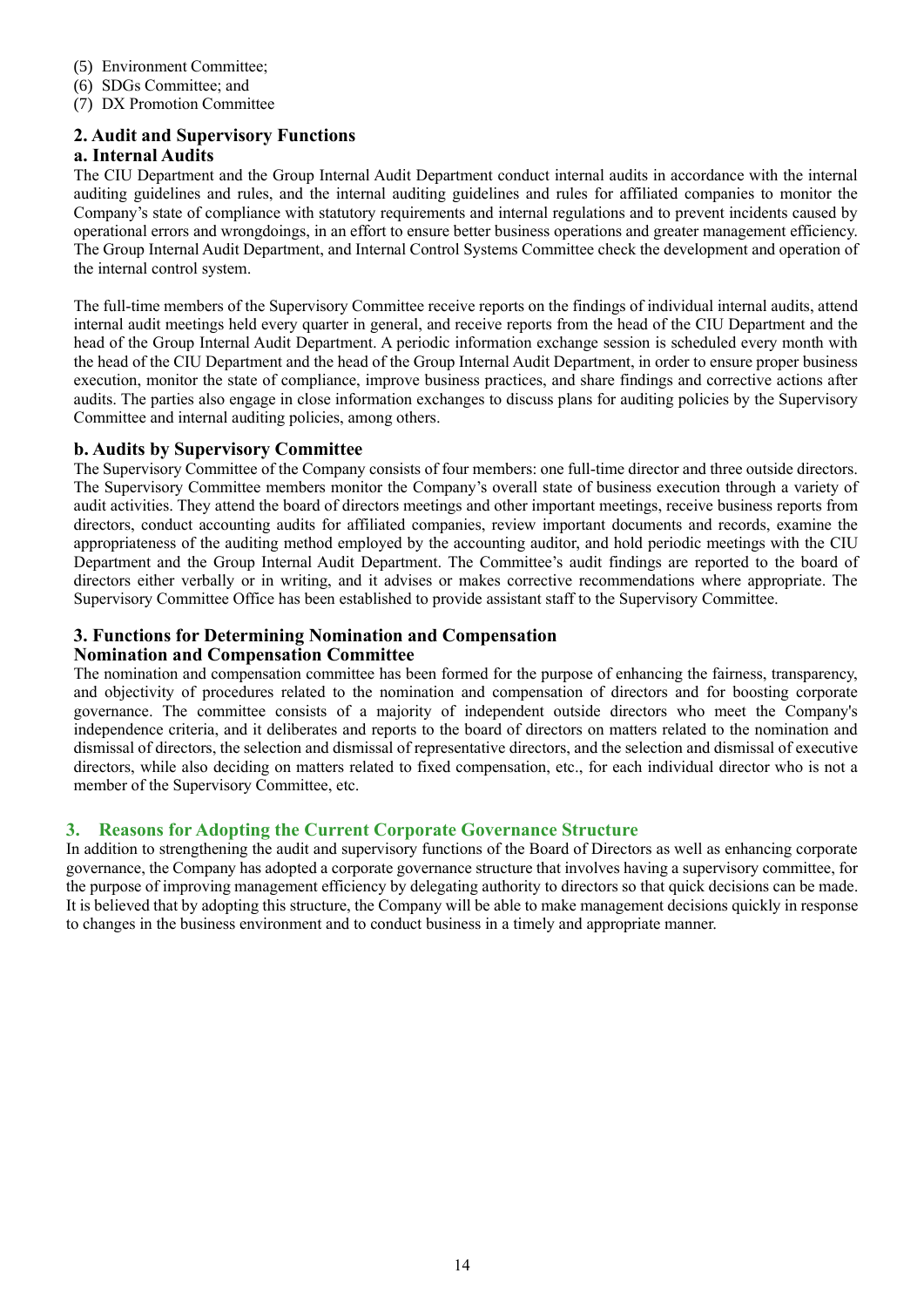(5) Environment Committee;
(6) SDGs Committee; and
(7) DX Promotion Committee

### 2. Audit and Supervisory Functions

#### a. Internal Audits

The CIU Department and the Group Internal Audit Department conduct internal audits in accordance with the internal auditing guidelines and rules, and the internal auditing guidelines and rules for affiliated companies to monitor the Company's state of compliance with statutory requirements and internal regulations and to prevent incidents caused by operational errors and wrongdoings, in an effort to ensure better business operations and greater management efficiency. The Group Internal Audit Department, and Internal Control Systems Committee check the development and operation of the internal control system.

The full-time members of the Supervisory Committee receive reports on the findings of individual internal audits, attend internal audit meetings held every quarter in general, and receive reports from the head of the CIU Department and the head of the Group Internal Audit Department. A periodic information exchange session is scheduled every month with the head of the CIU Department and the head of the Group Internal Audit Department, in order to ensure proper business execution, monitor the state of compliance, improve business practices, and share findings and corrective actions after audits. The parties also engage in close information exchanges to discuss plans for auditing policies by the Supervisory Committee and internal auditing policies, among others.

#### b. Audits by Supervisory Committee

The Supervisory Committee of the Company consists of four members: one full-time director and three outside directors. The Supervisory Committee members monitor the Company's overall state of business execution through a variety of audit activities. They attend the board of directors meetings and other important meetings, receive business reports from directors, conduct accounting audits for affiliated companies, review important documents and records, examine the appropriateness of the auditing method employed by the accounting auditor, and hold periodic meetings with the CIU Department and the Group Internal Audit Department. The Committee's audit findings are reported to the board of directors either verbally or in writing, and it advises or makes corrective recommendations where appropriate. The Supervisory Committee Office has been established to provide assistant staff to the Supervisory Committee.

### 3. Functions for Determining Nomination and Compensation

#### Nomination and Compensation Committee

The nomination and compensation committee has been formed for the purpose of enhancing the fairness, transparency, and objectivity of procedures related to the nomination and compensation of directors and for boosting corporate governance. The committee consists of a majority of independent outside directors who meet the Company's independence criteria, and it deliberates and reports to the board of directors on matters related to the nomination and dismissal of directors, the selection and dismissal of representative directors, and the selection and dismissal of executive directors, while also deciding on matters related to fixed compensation, etc., for each individual director who is not a member of the Supervisory Committee, etc.

## 3. Reasons for Adopting the Current Corporate Governance Structure

In addition to strengthening the audit and supervisory functions of the Board of Directors as well as enhancing corporate governance, the Company has adopted a corporate governance structure that involves having a supervisory committee, for the purpose of improving management efficiency by delegating authority to directors so that quick decisions can be made. It is believed that by adopting this structure, the Company will be able to make management decisions quickly in response to changes in the business environment and to conduct business in a timely and appropriate manner.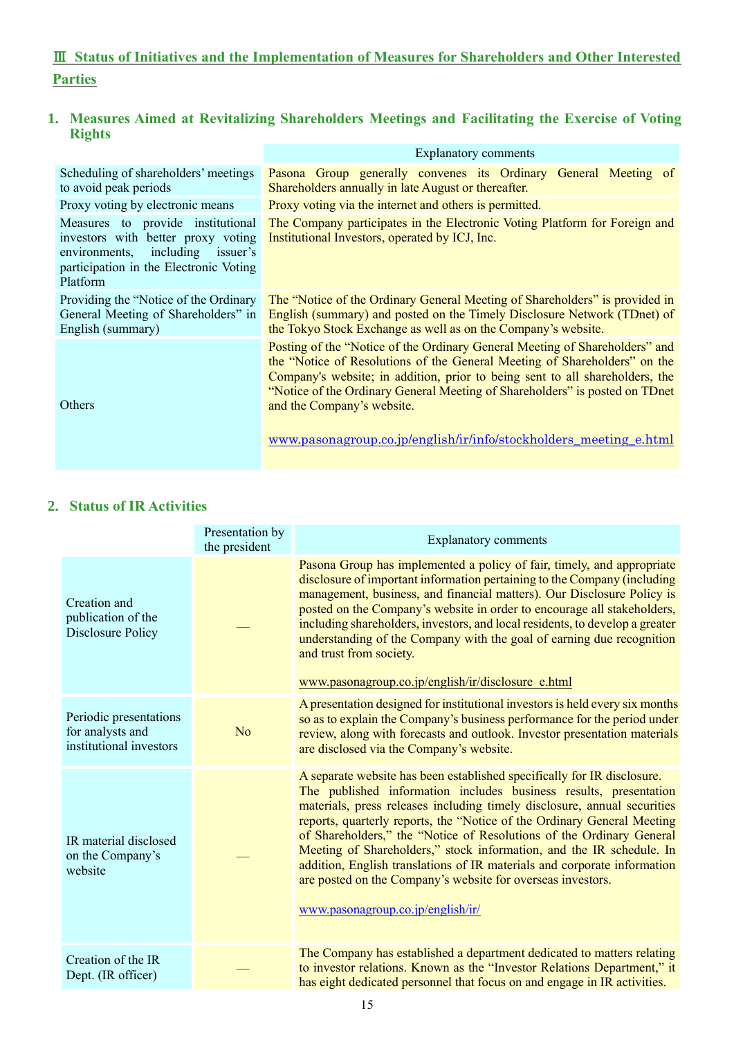## Ⅲ Status of Initiatives and the Implementation of Measures for Shareholders and Other Interested Parties

### 1. Measures Aimed at Revitalizing Shareholders Meetings and Facilitating the Exercise of Voting Rights

| | Explanatory comments |
|---|---|
| Scheduling of shareholders' meetings to avoid peak periods | Pasona Group generally convenes its Ordinary General Meeting of Shareholders annually in late August or thereafter. |
| Proxy voting by electronic means | Proxy voting via the internet and others is permitted. |
| Measures to provide institutional investors with better proxy voting environments, including issuer's participation in the Electronic Voting Platform | The Company participates in the Electronic Voting Platform for Foreign and Institutional Investors, operated by ICJ, Inc. |
| Providing the "Notice of the Ordinary General Meeting of Shareholders" in English (summary) | The "Notice of the Ordinary General Meeting of Shareholders" is provided in English (summary) and posted on the Timely Disclosure Network (TDnet) of the Tokyo Stock Exchange as well as on the Company's website. |
| Others | Posting of the "Notice of the Ordinary General Meeting of Shareholders" and the "Notice of Resolutions of the General Meeting of Shareholders" on the Company's website; in addition, prior to being sent to all shareholders, the "Notice of the Ordinary General Meeting of Shareholders" is posted on TDnet and the Company's website.<br><br>www.pasonagroup.co.jp/english/ir/info/stockholders_meeting_e.html |

### 2. Status of IR Activities

| | Presentation by the president | Explanatory comments |
|---|---|---|
| Creation and publication of the Disclosure Policy | — | Pasona Group has implemented a policy of fair, timely, and appropriate disclosure of important information pertaining to the Company (including management, business, and financial matters). Our Disclosure Policy is posted on the Company's website in order to encourage all stakeholders, including shareholders, investors, and local residents, to develop a greater understanding of the Company with the goal of earning due recognition and trust from society.<br><br>www.pasonagroup.co.jp/english/ir/disclosure_e.html |
| Periodic presentations for analysts and institutional investors | No | A presentation designed for institutional investors is held every six months so as to explain the Company's business performance for the period under review, along with forecasts and outlook. Investor presentation materials are disclosed via the Company's website. |
| IR material disclosed on the Company's website | — | A separate website has been established specifically for IR disclosure. The published information includes business results, presentation materials, press releases including timely disclosure, annual securities reports, quarterly reports, the "Notice of the Ordinary General Meeting of Shareholders," the "Notice of Resolutions of the Ordinary General Meeting of Shareholders," stock information, and the IR schedule. In addition, English translations of IR materials and corporate information are posted on the Company's website for overseas investors.<br><br>www.pasonagroup.co.jp/english/ir/ |
| Creation of the IR Dept. (IR officer) | — | The Company has established a department dedicated to matters relating to investor relations. Known as the "Investor Relations Department," it has eight dedicated personnel that focus on and engage in IR activities. |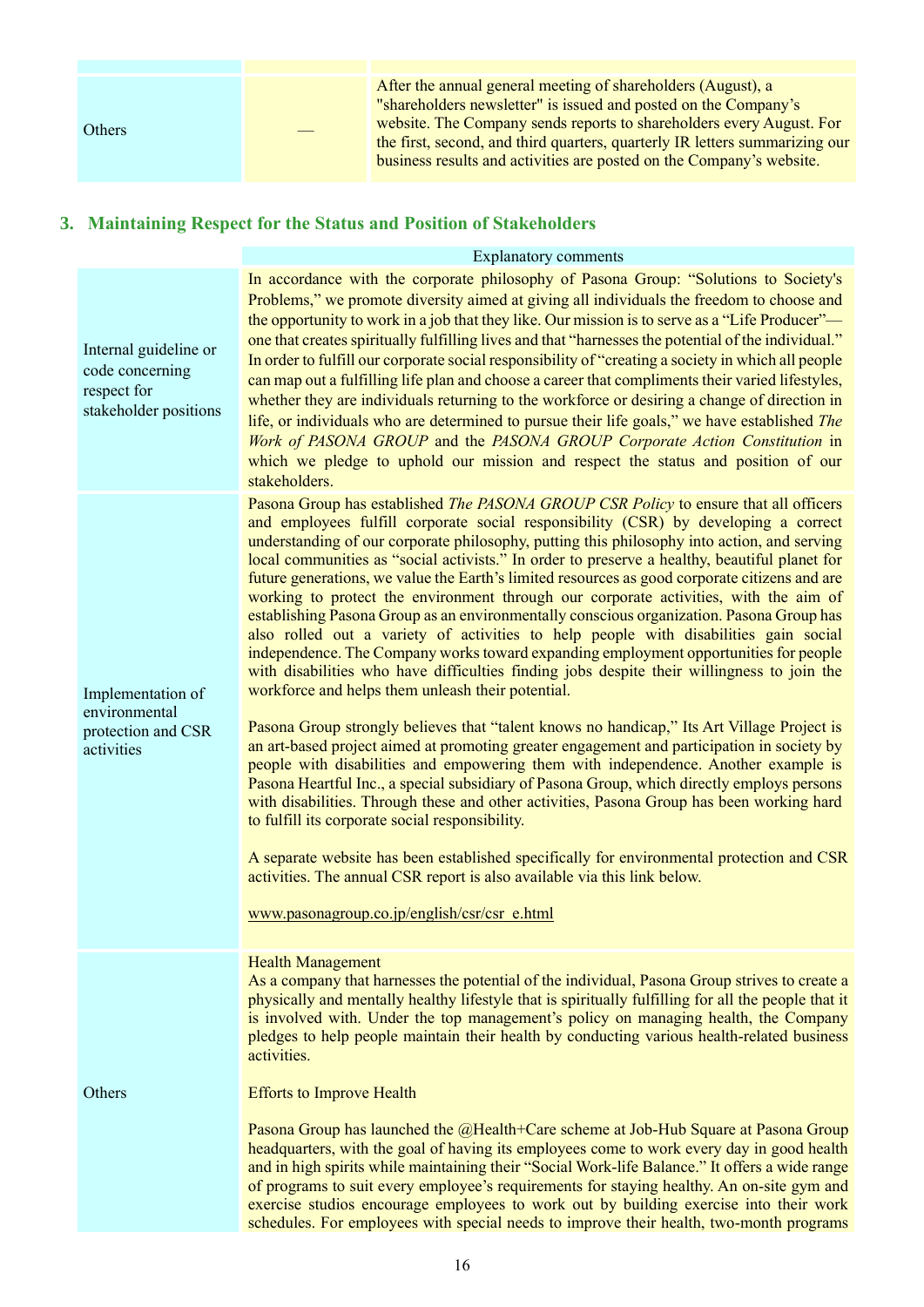| | | |
|---|---|---|
| Others | — | After the annual general meeting of shareholders (August), a "shareholders newsletter" is issued and posted on the Company's website. The Company sends reports to shareholders every August. For the first, second, and third quarters, quarterly IR letters summarizing our business results and activities are posted on the Company's website. |

## 3. Maintaining Respect for the Status and Position of Stakeholders

| | Explanatory comments |
|---|---|
| Internal guideline or code concerning respect for stakeholder positions | In accordance with the corporate philosophy of Pasona Group: "Solutions to Society's Problems," we promote diversity aimed at giving all individuals the freedom to choose and the opportunity to work in a job that they like. Our mission is to serve as a "Life Producer"—one that creates spiritually fulfilling lives and that "harnesses the potential of the individual." In order to fulfill our corporate social responsibility of "creating a society in which all people can map out a fulfilling life plan and choose a career that compliments their varied lifestyles, whether they are individuals returning to the workforce or desiring a change of direction in life, or individuals who are determined to pursue their life goals," we have established *The Work of PASONA GROUP* and the *PASONA GROUP Corporate Action Constitution* in which we pledge to uphold our mission and respect the status and position of our stakeholders. |
| Implementation of environmental protection and CSR activities | Pasona Group has established *The PASONA GROUP CSR Policy* to ensure that all officers and employees fulfill corporate social responsibility (CSR) by developing a correct understanding of our corporate philosophy, putting this philosophy into action, and serving local communities as "social activists." In order to preserve a healthy, beautiful planet for future generations, we value the Earth's limited resources as good corporate citizens and are working to protect the environment through our corporate activities, with the aim of establishing Pasona Group as an environmentally conscious organization. Pasona Group has also rolled out a variety of activities to help people with disabilities gain social independence. The Company works toward expanding employment opportunities for people with disabilities who have difficulties finding jobs despite their willingness to join the workforce and helps them unleash their potential.<br><br>Pasona Group strongly believes that "talent knows no handicap," Its Art Village Project is an art-based project aimed at promoting greater engagement and participation in society by people with disabilities and empowering them with independence. Another example is Pasona Heartful Inc., a special subsidiary of Pasona Group, which directly employs persons with disabilities. Through these and other activities, Pasona Group has been working hard to fulfill its corporate social responsibility.<br><br>A separate website has been established specifically for environmental protection and CSR activities. The annual CSR report is also available via this link below.<br><br>www.pasonagroup.co.jp/english/csr/csr_e.html |
| Others | Health Management<br>As a company that harnesses the potential of the individual, Pasona Group strives to create a physically and mentally healthy lifestyle that is spiritually fulfilling for all the people that it is involved with. Under the top management's policy on managing health, the Company pledges to help people maintain their health by conducting various health-related business activities.<br><br>Efforts to Improve Health<br><br>Pasona Group has launched the @Health+Care scheme at Job-Hub Square at Pasona Group headquarters, with the goal of having its employees come to work every day in good health and in high spirits while maintaining their "Social Work-life Balance." It offers a wide range of programs to suit every employee's requirements for staying healthy. An on-site gym and exercise studios encourage employees to work out by building exercise into their work schedules. For employees with special needs to improve their health, two-month programs |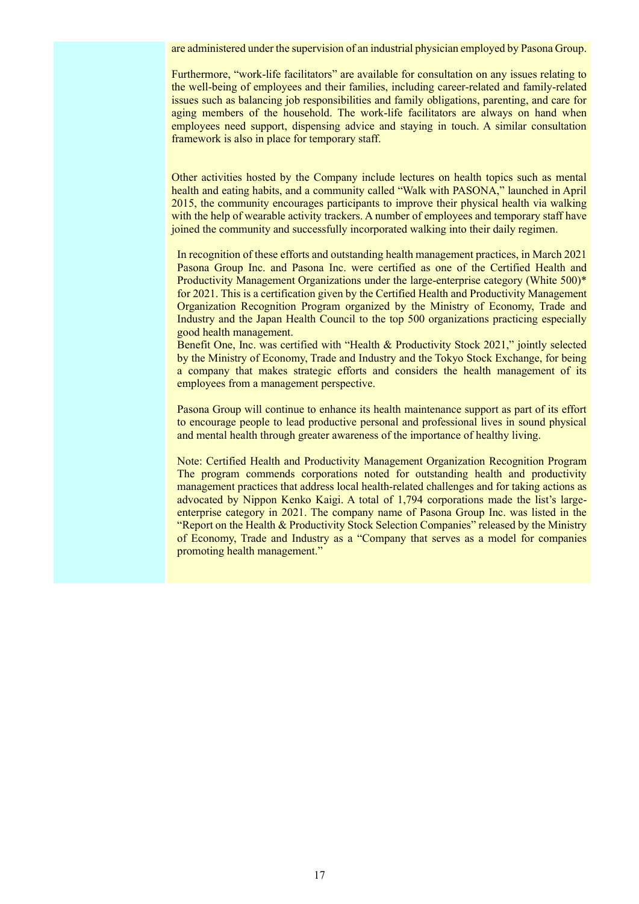are administered under the supervision of an industrial physician employed by Pasona Group.

Furthermore, "work-life facilitators" are available for consultation on any issues relating to the well-being of employees and their families, including career-related and family-related issues such as balancing job responsibilities and family obligations, parenting, and care for aging members of the household. The work-life facilitators are always on hand when employees need support, dispensing advice and staying in touch. A similar consultation framework is also in place for temporary staff.

Other activities hosted by the Company include lectures on health topics such as mental health and eating habits, and a community called "Walk with PASONA," launched in April 2015, the community encourages participants to improve their physical health via walking with the help of wearable activity trackers. A number of employees and temporary staff have joined the community and successfully incorporated walking into their daily regimen.

In recognition of these efforts and outstanding health management practices, in March 2021 Pasona Group Inc. and Pasona Inc. were certified as one of the Certified Health and Productivity Management Organizations under the large-enterprise category (White 500)* for 2021. This is a certification given by the Certified Health and Productivity Management Organization Recognition Program organized by the Ministry of Economy, Trade and Industry and the Japan Health Council to the top 500 organizations practicing especially good health management.
Benefit One, Inc. was certified with "Health & Productivity Stock 2021," jointly selected by the Ministry of Economy, Trade and Industry and the Tokyo Stock Exchange, for being a company that makes strategic efforts and considers the health management of its employees from a management perspective.

Pasona Group will continue to enhance its health maintenance support as part of its effort to encourage people to lead productive personal and professional lives in sound physical and mental health through greater awareness of the importance of healthy living.

Note: Certified Health and Productivity Management Organization Recognition Program
The program commends corporations noted for outstanding health and productivity management practices that address local health-related challenges and for taking actions as advocated by Nippon Kenko Kaigi. A total of 1,794 corporations made the list's large-enterprise category in 2021. The company name of Pasona Group Inc. was listed in the "Report on the Health & Productivity Stock Selection Companies" released by the Ministry of Economy, Trade and Industry as a "Company that serves as a model for companies promoting health management."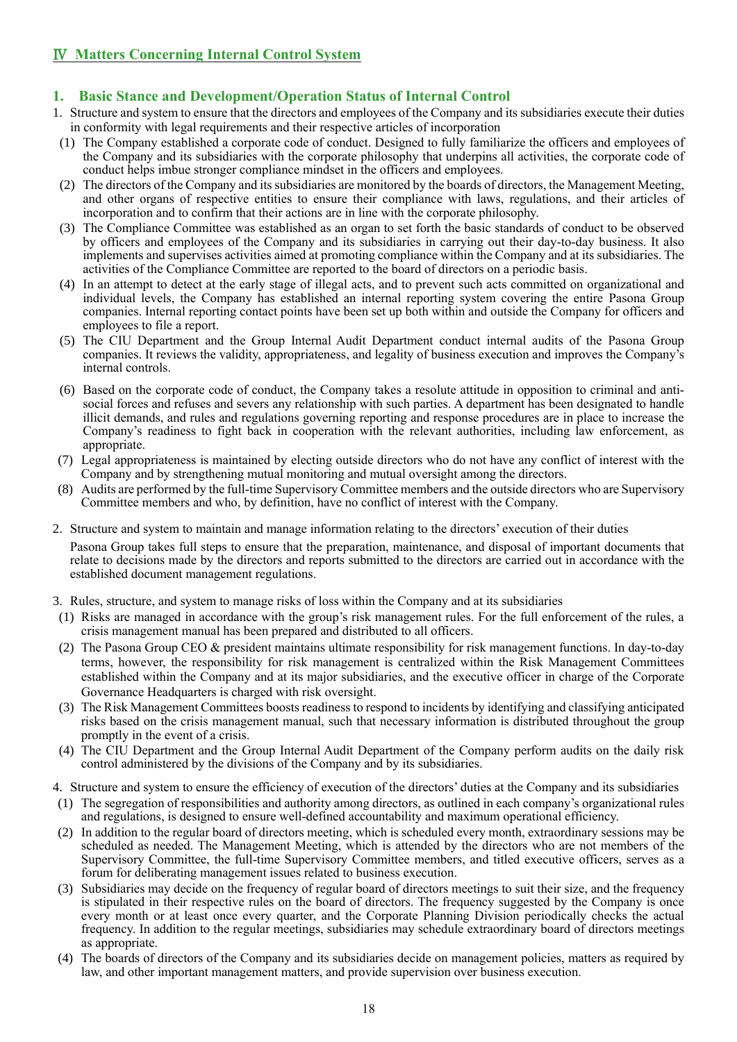## Ⅳ Matters Concerning Internal Control System

### 1. Basic Stance and Development/Operation Status of Internal Control

1. Structure and system to ensure that the directors and employees of the Company and its subsidiaries execute their duties in conformity with legal requirements and their respective articles of incorporation
   (1) The Company established a corporate code of conduct. Designed to fully familiarize the officers and employees of the Company and its subsidiaries with the corporate philosophy that underpins all activities, the corporate code of conduct helps imbue stronger compliance mindset in the officers and employees.
   (2) The directors of the Company and its subsidiaries are monitored by the boards of directors, the Management Meeting, and other organs of respective entities to ensure their compliance with laws, regulations, and their articles of incorporation and to confirm that their actions are in line with the corporate philosophy.
   (3) The Compliance Committee was established as an organ to set forth the basic standards of conduct to be observed by officers and employees of the Company and its subsidiaries in carrying out their day-to-day business. It also implements and supervises activities aimed at promoting compliance within the Company and at its subsidiaries. The activities of the Compliance Committee are reported to the board of directors on a periodic basis.
   (4) In an attempt to detect at the early stage of illegal acts, and to prevent such acts committed on organizational and individual levels, the Company has established an internal reporting system covering the entire Pasona Group companies. Internal reporting contact points have been set up both within and outside the Company for officers and employees to file a report.
   (5) The CIU Department and the Group Internal Audit Department conduct internal audits of the Pasona Group companies. It reviews the validity, appropriateness, and legality of business execution and improves the Company's internal controls.
   (6) Based on the corporate code of conduct, the Company takes a resolute attitude in opposition to criminal and anti-social forces and refuses and severs any relationship with such parties. A department has been designated to handle illicit demands, and rules and regulations governing reporting and response procedures are in place to increase the Company's readiness to fight back in cooperation with the relevant authorities, including law enforcement, as appropriate.
   (7) Legal appropriateness is maintained by electing outside directors who do not have any conflict of interest with the Company and by strengthening mutual monitoring and mutual oversight among the directors.
   (8) Audits are performed by the full-time Supervisory Committee members and the outside directors who are Supervisory Committee members and who, by definition, have no conflict of interest with the Company.

2. Structure and system to maintain and manage information relating to the directors' execution of their duties

   Pasona Group takes full steps to ensure that the preparation, maintenance, and disposal of important documents that relate to decisions made by the directors and reports submitted to the directors are carried out in accordance with the established document management regulations.

3. Rules, structure, and system to manage risks of loss within the Company and at its subsidiaries
   (1) Risks are managed in accordance with the group's risk management rules. For the full enforcement of the rules, a crisis management manual has been prepared and distributed to all officers.
   (2) The Pasona Group CEO & president maintains ultimate responsibility for risk management functions. In day-to-day terms, however, the responsibility for risk management is centralized within the Risk Management Committees established within the Company and at its major subsidiaries, and the executive officer in charge of the Corporate Governance Headquarters is charged with risk oversight.
   (3) The Risk Management Committees boosts readiness to respond to incidents by identifying and classifying anticipated risks based on the crisis management manual, such that necessary information is distributed throughout the group promptly in the event of a crisis.
   (4) The CIU Department and the Group Internal Audit Department of the Company perform audits on the daily risk control administered by the divisions of the Company and by its subsidiaries.

4. Structure and system to ensure the efficiency of execution of the directors' duties at the Company and its subsidiaries
   (1) The segregation of responsibilities and authority among directors, as outlined in each company's organizational rules and regulations, is designed to ensure well-defined accountability and maximum operational efficiency.
   (2) In addition to the regular board of directors meeting, which is scheduled every month, extraordinary sessions may be scheduled as needed. The Management Meeting, which is attended by the directors who are not members of the Supervisory Committee, the full-time Supervisory Committee members, and titled executive officers, serves as a forum for deliberating management issues related to business execution.
   (3) Subsidiaries may decide on the frequency of regular board of directors meetings to suit their size, and the frequency is stipulated in their respective rules on the board of directors. The frequency suggested by the Company is once every month or at least once every quarter, and the Corporate Planning Division periodically checks the actual frequency. In addition to the regular meetings, subsidiaries may schedule extraordinary board of directors meetings as appropriate.
   (4) The boards of directors of the Company and its subsidiaries decide on management policies, matters as required by law, and other important management matters, and provide supervision over business execution.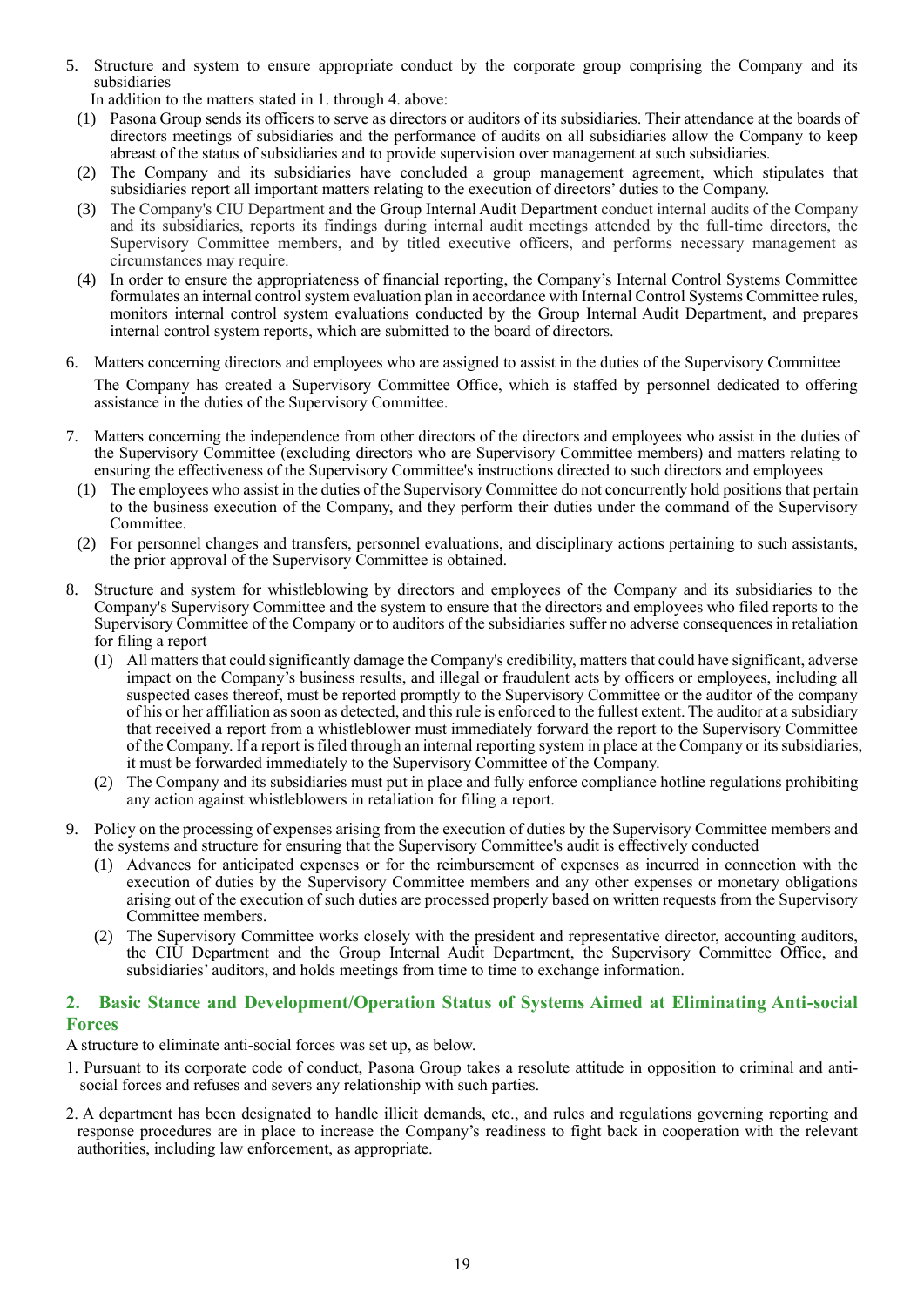5. Structure and system to ensure appropriate conduct by the corporate group comprising the Company and its subsidiaries

   In addition to the matters stated in 1. through 4. above:

   (1) Pasona Group sends its officers to serve as directors or auditors of its subsidiaries. Their attendance at the boards of directors meetings of subsidiaries and the performance of audits on all subsidiaries allow the Company to keep abreast of the status of subsidiaries and to provide supervision over management at such subsidiaries.

   (2) The Company and its subsidiaries have concluded a group management agreement, which stipulates that subsidiaries report all important matters relating to the execution of directors' duties to the Company.

   (3) The Company's CIU Department and the Group Internal Audit Department conduct internal audits of the Company and its subsidiaries, reports its findings during internal audit meetings attended by the full-time directors, the Supervisory Committee members, and by titled executive officers, and performs necessary management as circumstances may require.

   (4) In order to ensure the appropriateness of financial reporting, the Company's Internal Control Systems Committee formulates an internal control system evaluation plan in accordance with Internal Control Systems Committee rules, monitors internal control system evaluations conducted by the Group Internal Audit Department, and prepares internal control system reports, which are submitted to the board of directors.

6. Matters concerning directors and employees who are assigned to assist in the duties of the Supervisory Committee

   The Company has created a Supervisory Committee Office, which is staffed by personnel dedicated to offering assistance in the duties of the Supervisory Committee.

7. Matters concerning the independence from other directors of the directors and employees who assist in the duties of the Supervisory Committee (excluding directors who are Supervisory Committee members) and matters relating to ensuring the effectiveness of the Supervisory Committee's instructions directed to such directors and employees

   (1) The employees who assist in the duties of the Supervisory Committee do not concurrently hold positions that pertain to the business execution of the Company, and they perform their duties under the command of the Supervisory Committee.

   (2) For personnel changes and transfers, personnel evaluations, and disciplinary actions pertaining to such assistants, the prior approval of the Supervisory Committee is obtained.

8. Structure and system for whistleblowing by directors and employees of the Company and its subsidiaries to the Company's Supervisory Committee and the system to ensure that the directors and employees who filed reports to the Supervisory Committee of the Company or to auditors of the subsidiaries suffer no adverse consequences in retaliation for filing a report

   (1) All matters that could significantly damage the Company's credibility, matters that could have significant, adverse impact on the Company's business results, and illegal or fraudulent acts by officers or employees, including all suspected cases thereof, must be reported promptly to the Supervisory Committee or the auditor of the company of his or her affiliation as soon as detected, and this rule is enforced to the fullest extent. The auditor at a subsidiary that received a report from a whistleblower must immediately forward the report to the Supervisory Committee of the Company. If a report is filed through an internal reporting system in place at the Company or its subsidiaries, it must be forwarded immediately to the Supervisory Committee of the Company.

   (2) The Company and its subsidiaries must put in place and fully enforce compliance hotline regulations prohibiting any action against whistleblowers in retaliation for filing a report.

9. Policy on the processing of expenses arising from the execution of duties by the Supervisory Committee members and the systems and structure for ensuring that the Supervisory Committee's audit is effectively conducted

   (1) Advances for anticipated expenses or for the reimbursement of expenses as incurred in connection with the execution of duties by the Supervisory Committee members and any other expenses or monetary obligations arising out of the execution of such duties are processed properly based on written requests from the Supervisory Committee members.

   (2) The Supervisory Committee works closely with the president and representative director, accounting auditors, the CIU Department and the Group Internal Audit Department, the Supervisory Committee Office, and subsidiaries' auditors, and holds meetings from time to time to exchange information.

## 2. Basic Stance and Development/Operation Status of Systems Aimed at Eliminating Anti-social Forces

A structure to eliminate anti-social forces was set up, as below.

1. Pursuant to its corporate code of conduct, Pasona Group takes a resolute attitude in opposition to criminal and anti-social forces and refuses and severs any relationship with such parties.

2. A department has been designated to handle illicit demands, etc., and rules and regulations governing reporting and response procedures are in place to increase the Company's readiness to fight back in cooperation with the relevant authorities, including law enforcement, as appropriate.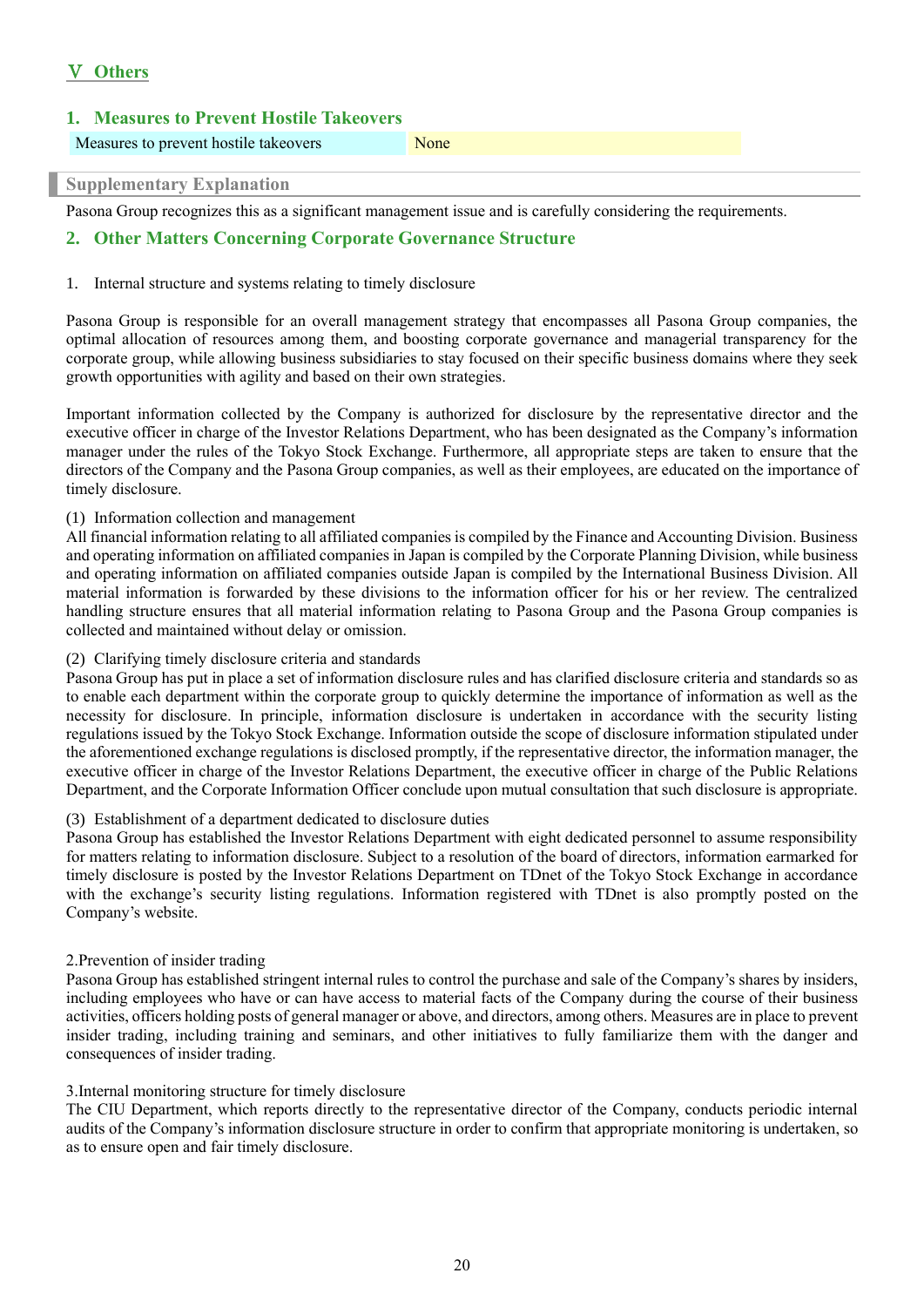# Ⅴ Others

## 1. Measures to Prevent Hostile Takeovers

| Measures to prevent hostile takeovers | None |
|---|---|

### Supplementary Explanation

Pasona Group recognizes this as a significant management issue and is carefully considering the requirements.

## 2. Other Matters Concerning Corporate Governance Structure

1. Internal structure and systems relating to timely disclosure

Pasona Group is responsible for an overall management strategy that encompasses all Pasona Group companies, the optimal allocation of resources among them, and boosting corporate governance and managerial transparency for the corporate group, while allowing business subsidiaries to stay focused on their specific business domains where they seek growth opportunities with agility and based on their own strategies.

Important information collected by the Company is authorized for disclosure by the representative director and the executive officer in charge of the Investor Relations Department, who has been designated as the Company's information manager under the rules of the Tokyo Stock Exchange. Furthermore, all appropriate steps are taken to ensure that the directors of the Company and the Pasona Group companies, as well as their employees, are educated on the importance of timely disclosure.

(1) Information collection and management
All financial information relating to all affiliated companies is compiled by the Finance and Accounting Division. Business and operating information on affiliated companies in Japan is compiled by the Corporate Planning Division, while business and operating information on affiliated companies outside Japan is compiled by the International Business Division. All material information is forwarded by these divisions to the information officer for his or her review. The centralized handling structure ensures that all material information relating to Pasona Group and the Pasona Group companies is collected and maintained without delay or omission.

(2) Clarifying timely disclosure criteria and standards
Pasona Group has put in place a set of information disclosure rules and has clarified disclosure criteria and standards so as to enable each department within the corporate group to quickly determine the importance of information as well as the necessity for disclosure. In principle, information disclosure is undertaken in accordance with the security listing regulations issued by the Tokyo Stock Exchange. Information outside the scope of disclosure information stipulated under the aforementioned exchange regulations is disclosed promptly, if the representative director, the information manager, the executive officer in charge of the Investor Relations Department, the executive officer in charge of the Public Relations Department, and the Corporate Information Officer conclude upon mutual consultation that such disclosure is appropriate.

(3) Establishment of a department dedicated to disclosure duties
Pasona Group has established the Investor Relations Department with eight dedicated personnel to assume responsibility for matters relating to information disclosure. Subject to a resolution of the board of directors, information earmarked for timely disclosure is posted by the Investor Relations Department on TDnet of the Tokyo Stock Exchange in accordance with the exchange's security listing regulations. Information registered with TDnet is also promptly posted on the Company's website.

2.Prevention of insider trading
Pasona Group has established stringent internal rules to control the purchase and sale of the Company's shares by insiders, including employees who have or can have access to material facts of the Company during the course of their business activities, officers holding posts of general manager or above, and directors, among others. Measures are in place to prevent insider trading, including training and seminars, and other initiatives to fully familiarize them with the danger and consequences of insider trading.

3.Internal monitoring structure for timely disclosure
The CIU Department, which reports directly to the representative director of the Company, conducts periodic internal audits of the Company's information disclosure structure in order to confirm that appropriate monitoring is undertaken, so as to ensure open and fair timely disclosure.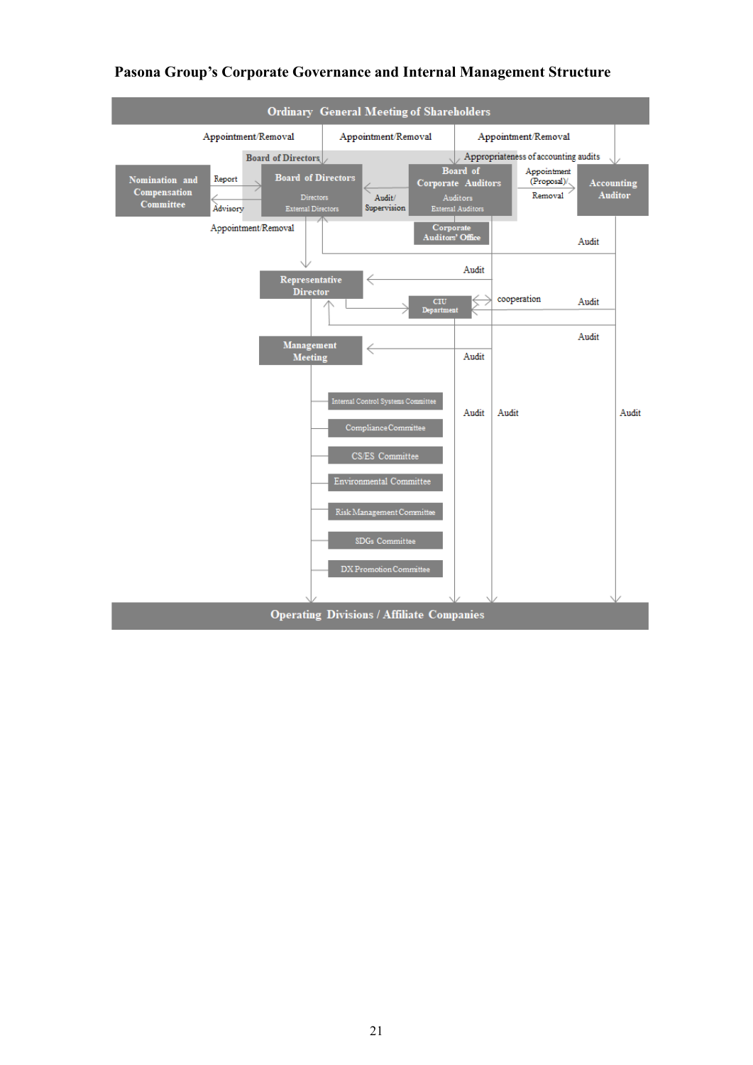**Pasona Group's Corporate Governance and Internal Management Structure**

Ordinary General Meeting of Shareholders

Appointment/Removal

Appointment/Removal

Appointment/Removal

Board of Directors

Appropriateness of accounting audits

Nomination and Compensation Committee

Report

Advisory

Board of Directors

Directors

External Directors

Audit/ Supervision

Board of Corporate Auditors

Auditors

External Auditors

Appointment (Proposal)/ Removal

Accounting Auditor

Appointment/Removal

Corporate Auditors' Office

Audit

Audit

Representative Director

CIU Department

cooperation

Audit

Audit

Management Meeting

Audit

Internal Control Systems Committee

Compliance Committee

CS/ES Committee

Environmental Committee

Risk Management Committee

SDGs Committee

DX Promotion Committee

Audit

Audit

Audit

Operating Divisions / Affiliate Companies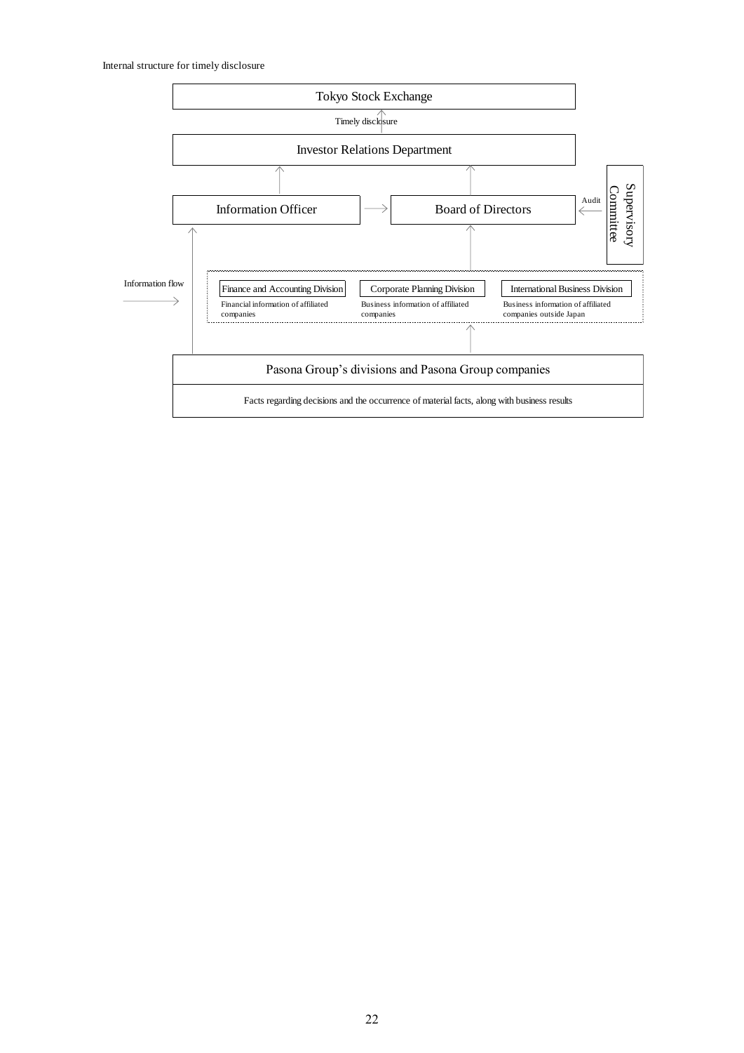Internal structure for timely disclosure

Tokyo Stock Exchange

Timely disclosure

Investor Relations Department

Information Officer

Board of Directors

Audit

Supervisory Committee

Information flow

Finance and Accounting Division

Financial information of affiliated companies

Corporate Planning Division

Business information of affiliated companies

International Business Division

Business information of affiliated companies outside Japan

Pasona Group's divisions and Pasona Group companies

Facts regarding decisions and the occurrence of material facts, along with business results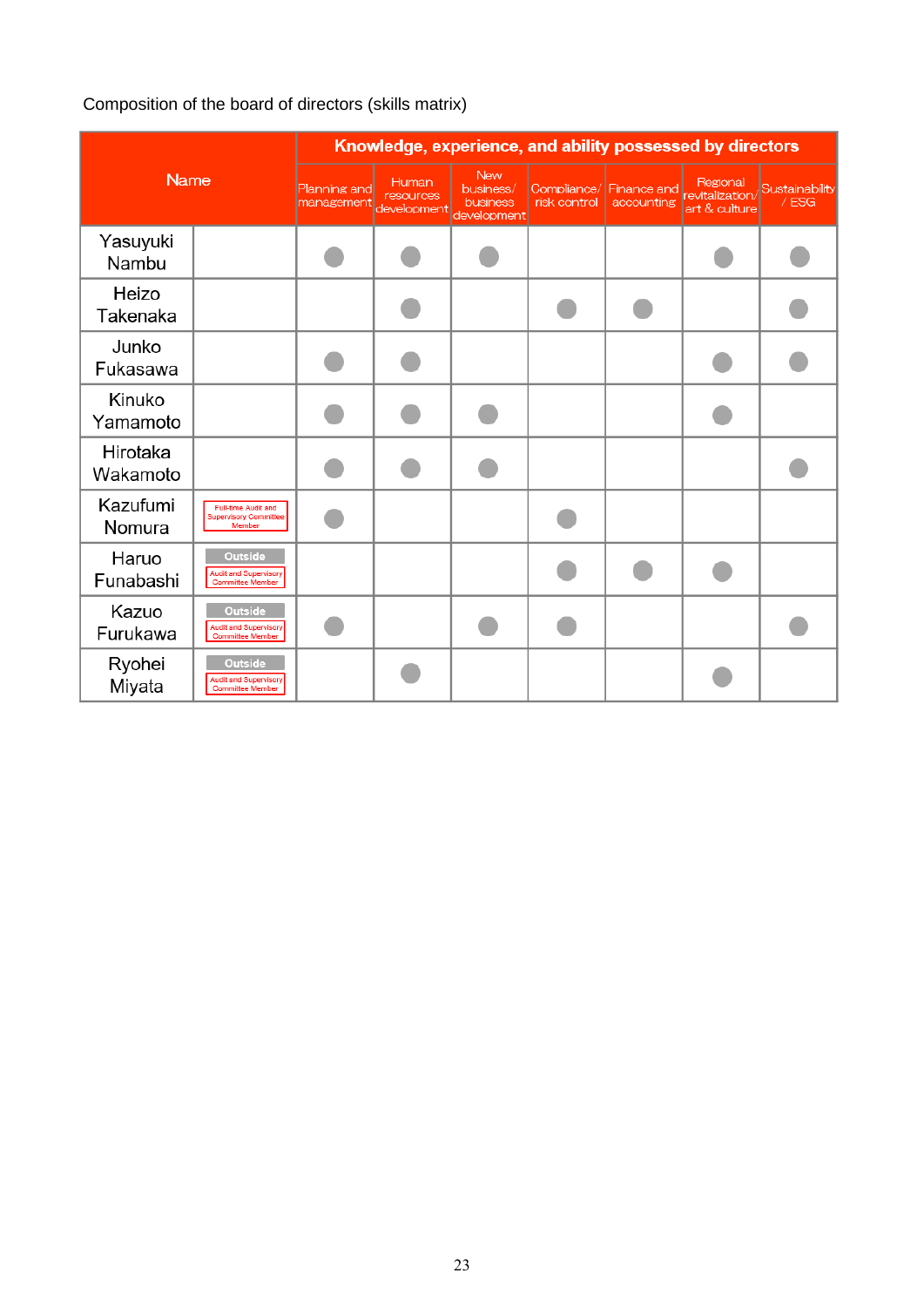Composition of the board of directors (skills matrix)

| Name | | Knowledge, experience, and ability possessed by directors | | | | | | |
|---|---|---|---|---|---|---|---|---|
| | | Planning and management | Human resources development | New business/ business development | Compliance/ risk control | Finance and accounting | Regional revitalization/ art & culture | Sustainability / ESG |
| Yasuyuki Nambu | | ● | ● | ● | | | ● | ● |
| Heizo Takenaka | | | ● | | ● | ● | | ● |
| Junko Fukasawa | | ● | ● | | | | ● | ● |
| Kinuko Yamamoto | | ● | ● | ● | | | ● | |
| Hirotaka Wakamoto | | ● | ● | ● | | | | ● |
| Kazufumi Nomura | Full-time Audit and Supervisory Committee Member | ● | | | ● | | | |
| Haruo Funabashi | Outside / Audit and Supervisory Committee Member | | | | ● | ● | ● | |
| Kazuo Furukawa | Outside / Audit and Supervisory Committee Member | ● | | ● | ● | | | ● |
| Ryohei Miyata | Outside / Audit and Supervisory Committee Member | | ● | | | | ● | |